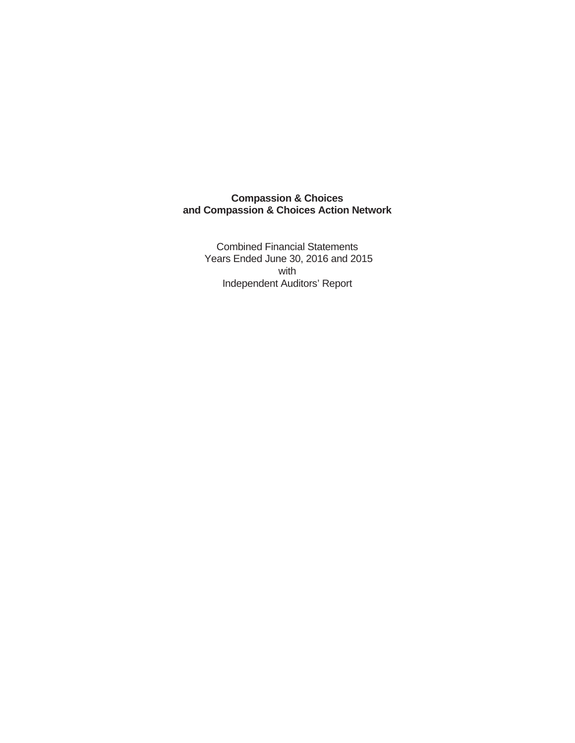**Compassion & Choices**
**and Compassion & Choices Action Network**

Combined Financial Statements
Years Ended June 30, 2016 and 2015
with
Independent Auditors' Report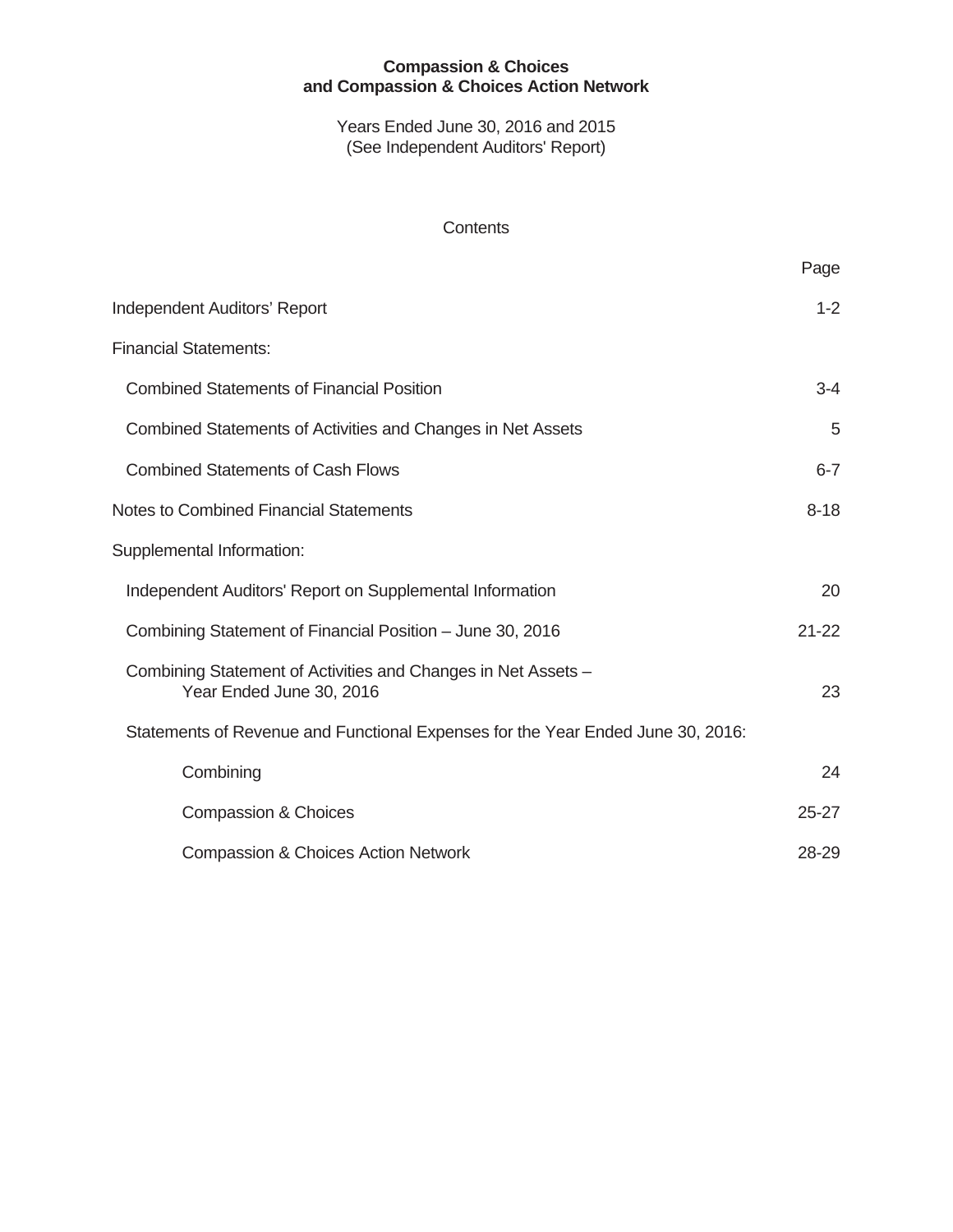**Compassion & Choices**
**and Compassion & Choices Action Network**

Years Ended June 30, 2016 and 2015
(See Independent Auditors' Report)

Contents

| | Page |
|---|---|
| Independent Auditors' Report | 1-2 |
| Financial Statements: | |
| Combined Statements of Financial Position | 3-4 |
| Combined Statements of Activities and Changes in Net Assets | 5 |
| Combined Statements of Cash Flows | 6-7 |
| Notes to Combined Financial Statements | 8-18 |
| Supplemental Information: | |
| Independent Auditors' Report on Supplemental Information | 20 |
| Combining Statement of Financial Position – June 30, 2016 | 21-22 |
| Combining Statement of Activities and Changes in Net Assets – Year Ended June 30, 2016 | 23 |
| Statements of Revenue and Functional Expenses for the Year Ended June 30, 2016: | |
| Combining | 24 |
| Compassion & Choices | 25-27 |
| Compassion & Choices Action Network | 28-29 |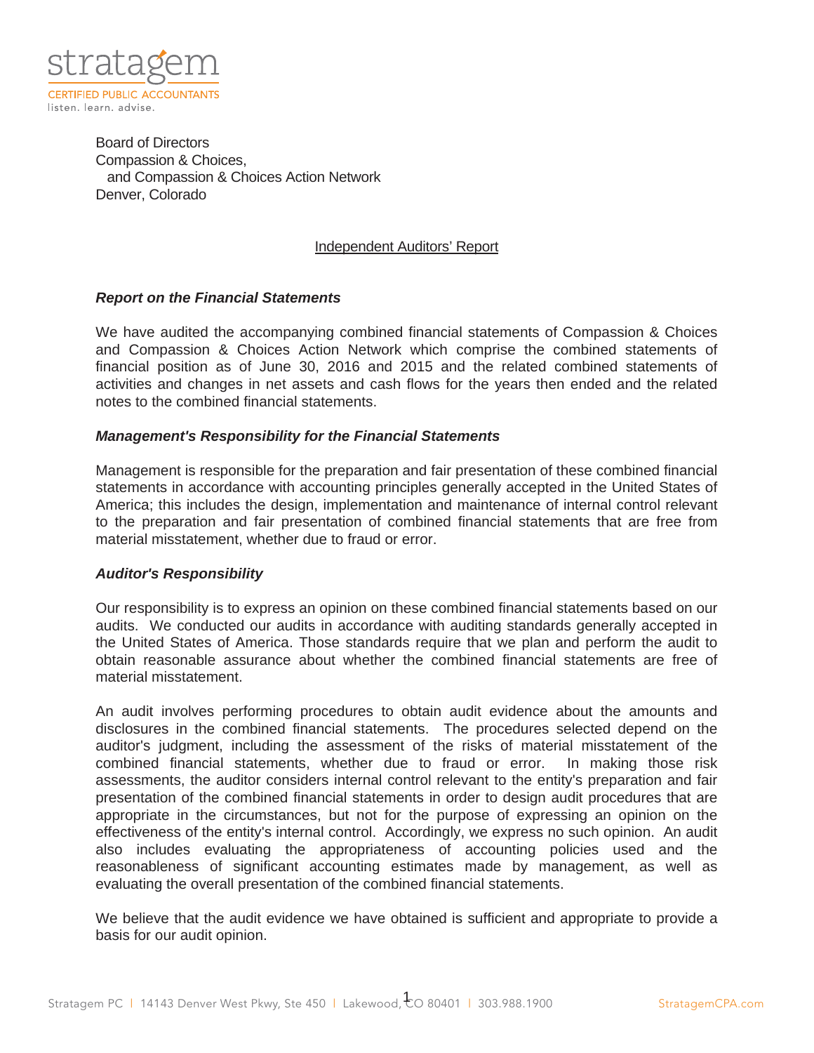Board of Directors
Compassion & Choices,
and Compassion & Choices Action Network
Denver, Colorado

Independent Auditors' Report

***Report on the Financial Statements***

We have audited the accompanying combined financial statements of Compassion & Choices and Compassion & Choices Action Network which comprise the combined statements of financial position as of June 30, 2016 and 2015 and the related combined statements of activities and changes in net assets and cash flows for the years then ended and the related notes to the combined financial statements.

***Management's Responsibility for the Financial Statements***

Management is responsible for the preparation and fair presentation of these combined financial statements in accordance with accounting principles generally accepted in the United States of America; this includes the design, implementation and maintenance of internal control relevant to the preparation and fair presentation of combined financial statements that are free from material misstatement, whether due to fraud or error.

***Auditor's Responsibility***

Our responsibility is to express an opinion on these combined financial statements based on our audits. We conducted our audits in accordance with auditing standards generally accepted in the United States of America. Those standards require that we plan and perform the audit to obtain reasonable assurance about whether the combined financial statements are free of material misstatement.

An audit involves performing procedures to obtain audit evidence about the amounts and disclosures in the combined financial statements. The procedures selected depend on the auditor's judgment, including the assessment of the risks of material misstatement of the combined financial statements, whether due to fraud or error. In making those risk assessments, the auditor considers internal control relevant to the entity's preparation and fair presentation of the combined financial statements in order to design audit procedures that are appropriate in the circumstances, but not for the purpose of expressing an opinion on the effectiveness of the entity's internal control. Accordingly, we express no such opinion. An audit also includes evaluating the appropriateness of accounting policies used and the reasonableness of significant accounting estimates made by management, as well as evaluating the overall presentation of the combined financial statements.

We believe that the audit evidence we have obtained is sufficient and appropriate to provide a basis for our audit opinion.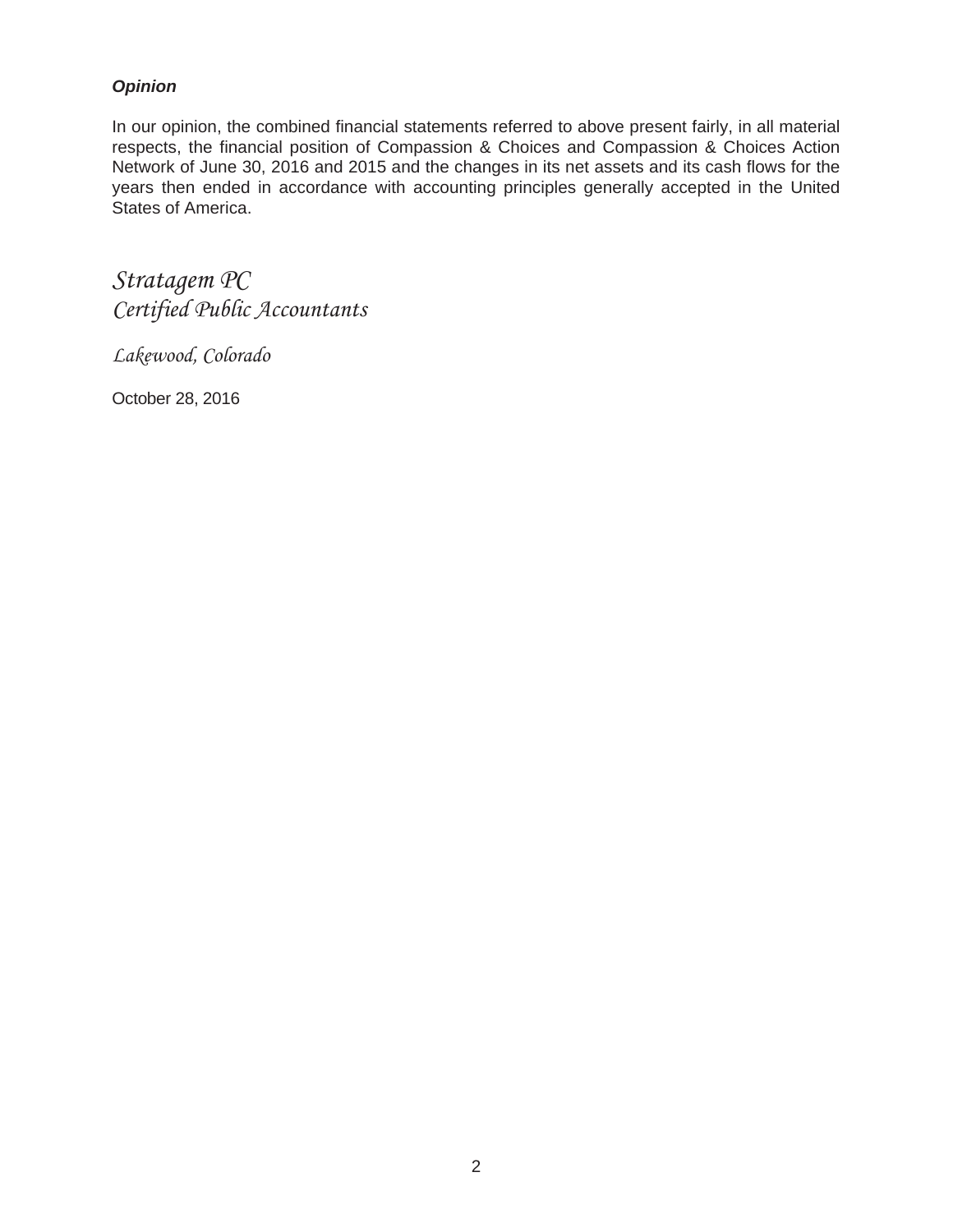***Opinion***

In our opinion, the combined financial statements referred to above present fairly, in all material respects, the financial position of Compassion & Choices and Compassion & Choices Action Network of June 30, 2016 and 2015 and the changes in its net assets and its cash flows for the years then ended in accordance with accounting principles generally accepted in the United States of America.

*Stratagem PC*
*Certified Public Accountants*

*Lakewood, Colorado*

October 28, 2016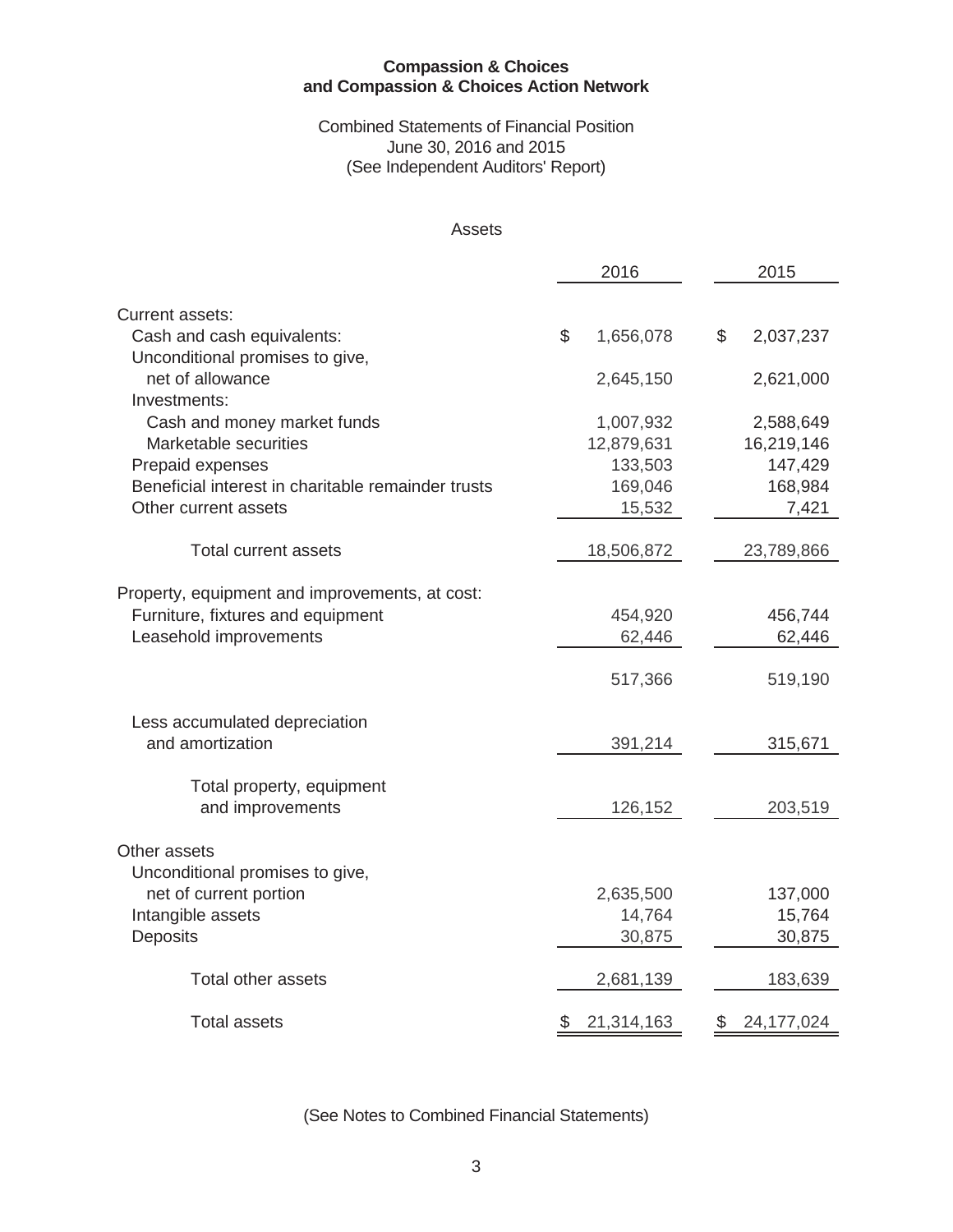**Compassion & Choices**
**and Compassion & Choices Action Network**

Combined Statements of Financial Position
June 30, 2016 and 2015
(See Independent Auditors' Report)

Assets

| | 2016 | 2015 |
|---|---|---|
| Current assets: | | |
| Cash and cash equivalents: | $ 1,656,078 | $ 2,037,237 |
| Unconditional promises to give, net of allowance | 2,645,150 | 2,621,000 |
| Investments: | | |
| Cash and money market funds | 1,007,932 | 2,588,649 |
| Marketable securities | 12,879,631 | 16,219,146 |
| Prepaid expenses | 133,503 | 147,429 |
| Beneficial interest in charitable remainder trusts | 169,046 | 168,984 |
| Other current assets | 15,532 | 7,421 |
| Total current assets | 18,506,872 | 23,789,866 |
| Property, equipment and improvements, at cost: | | |
| Furniture, fixtures and equipment | 454,920 | 456,744 |
| Leasehold improvements | 62,446 | 62,446 |
| | 517,366 | 519,190 |
| Less accumulated depreciation and amortization | 391,214 | 315,671 |
| Total property, equipment and improvements | 126,152 | 203,519 |
| Other assets | | |
| Unconditional promises to give, net of current portion | 2,635,500 | 137,000 |
| Intangible assets | 14,764 | 15,764 |
| Deposits | 30,875 | 30,875 |
| Total other assets | 2,681,139 | 183,639 |
| Total assets | $ 21,314,163 | $ 24,177,024 |

(See Notes to Combined Financial Statements)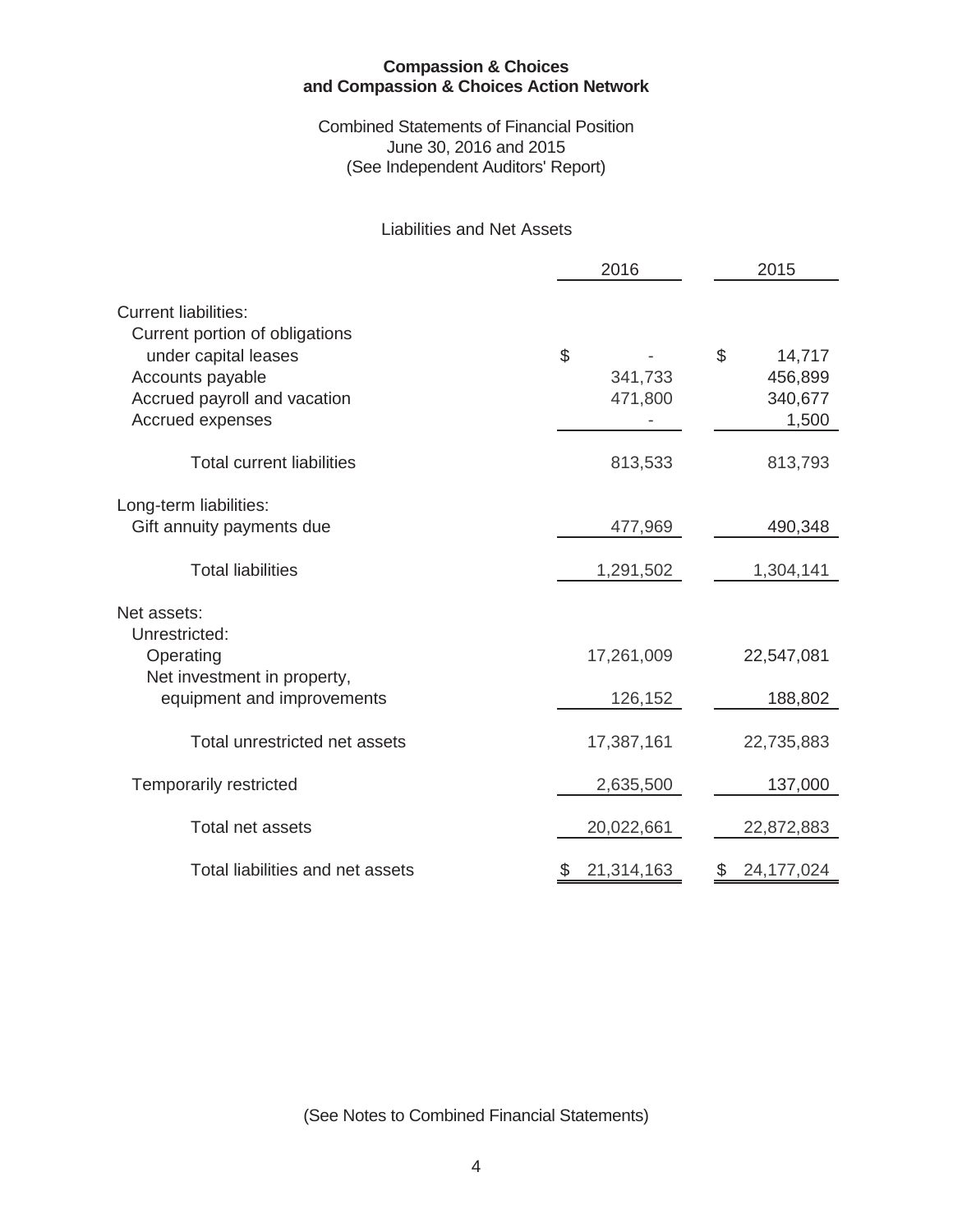**Compassion & Choices**
**and Compassion & Choices Action Network**

Combined Statements of Financial Position
June 30, 2016 and 2015
(See Independent Auditors' Report)

Liabilities and Net Assets

| | 2016 | 2015 |
|---|---|---|
| Current liabilities: | | |
| Current portion of obligations under capital leases | $ - | $ 14,717 |
| Accounts payable | 341,733 | 456,899 |
| Accrued payroll and vacation | 471,800 | 340,677 |
| Accrued expenses | - | 1,500 |
| Total current liabilities | 813,533 | 813,793 |
| Long-term liabilities: | | |
| Gift annuity payments due | 477,969 | 490,348 |
| Total liabilities | 1,291,502 | 1,304,141 |
| Net assets: | | |
| Unrestricted: | | |
| Operating | 17,261,009 | 22,547,081 |
| Net investment in property, equipment and improvements | 126,152 | 188,802 |
| Total unrestricted net assets | 17,387,161 | 22,735,883 |
| Temporarily restricted | 2,635,500 | 137,000 |
| Total net assets | 20,022,661 | 22,872,883 |
| Total liabilities and net assets | $ 21,314,163 | $ 24,177,024 |

(See Notes to Combined Financial Statements)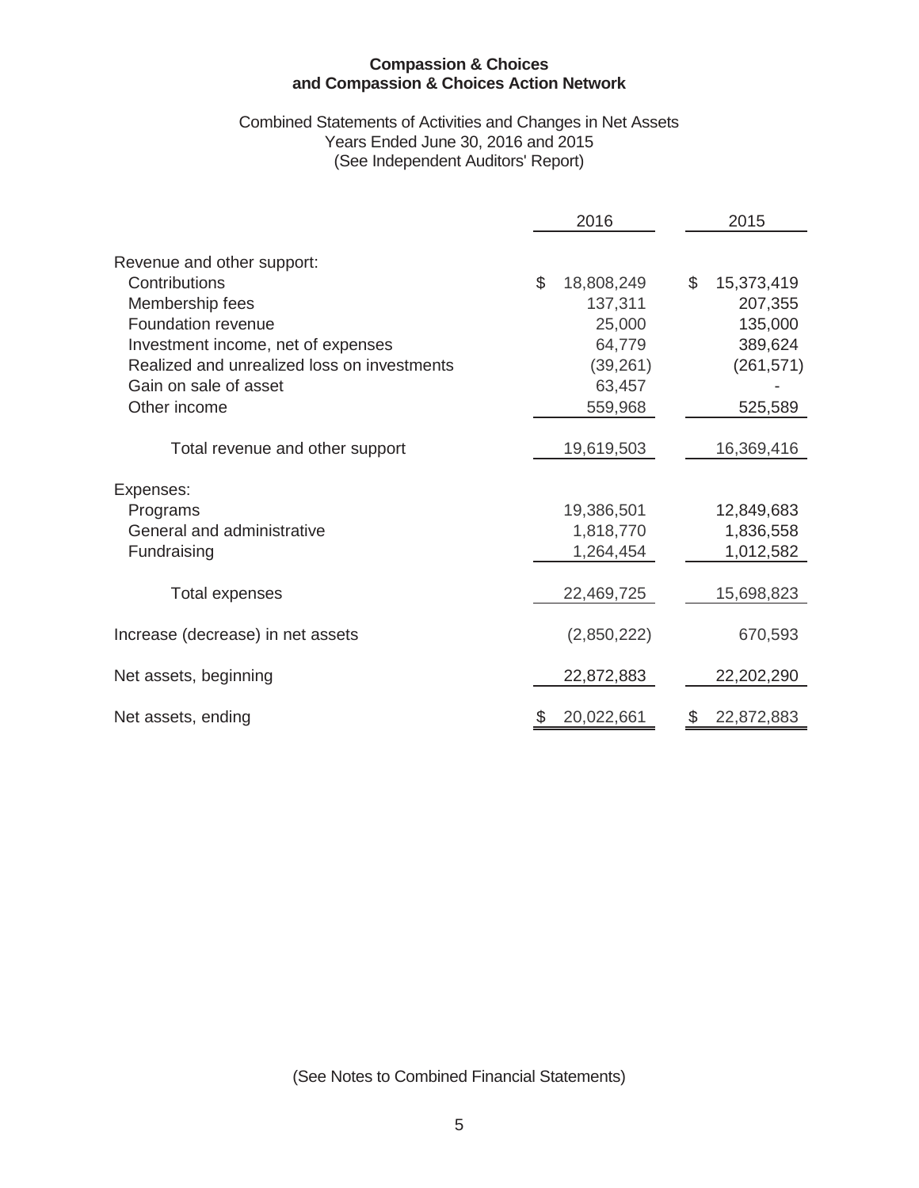**Compassion & Choices**
**and Compassion & Choices Action Network**

Combined Statements of Activities and Changes in Net Assets
Years Ended June 30, 2016 and 2015
(See Independent Auditors' Report)

| | 2016 | 2015 |
|---|---|---|
| Revenue and other support: | | |
| Contributions | $ 18,808,249 | $ 15,373,419 |
| Membership fees | 137,311 | 207,355 |
| Foundation revenue | 25,000 | 135,000 |
| Investment income, net of expenses | 64,779 | 389,624 |
| Realized and unrealized loss on investments | (39,261) | (261,571) |
| Gain on sale of asset | 63,457 | - |
| Other income | 559,968 | 525,589 |
| Total revenue and other support | 19,619,503 | 16,369,416 |
| Expenses: | | |
| Programs | 19,386,501 | 12,849,683 |
| General and administrative | 1,818,770 | 1,836,558 |
| Fundraising | 1,264,454 | 1,012,582 |
| Total expenses | 22,469,725 | 15,698,823 |
| Increase (decrease) in net assets | (2,850,222) | 670,593 |
| Net assets, beginning | 22,872,883 | 22,202,290 |
| Net assets, ending | $ 20,022,661 | $ 22,872,883 |

(See Notes to Combined Financial Statements)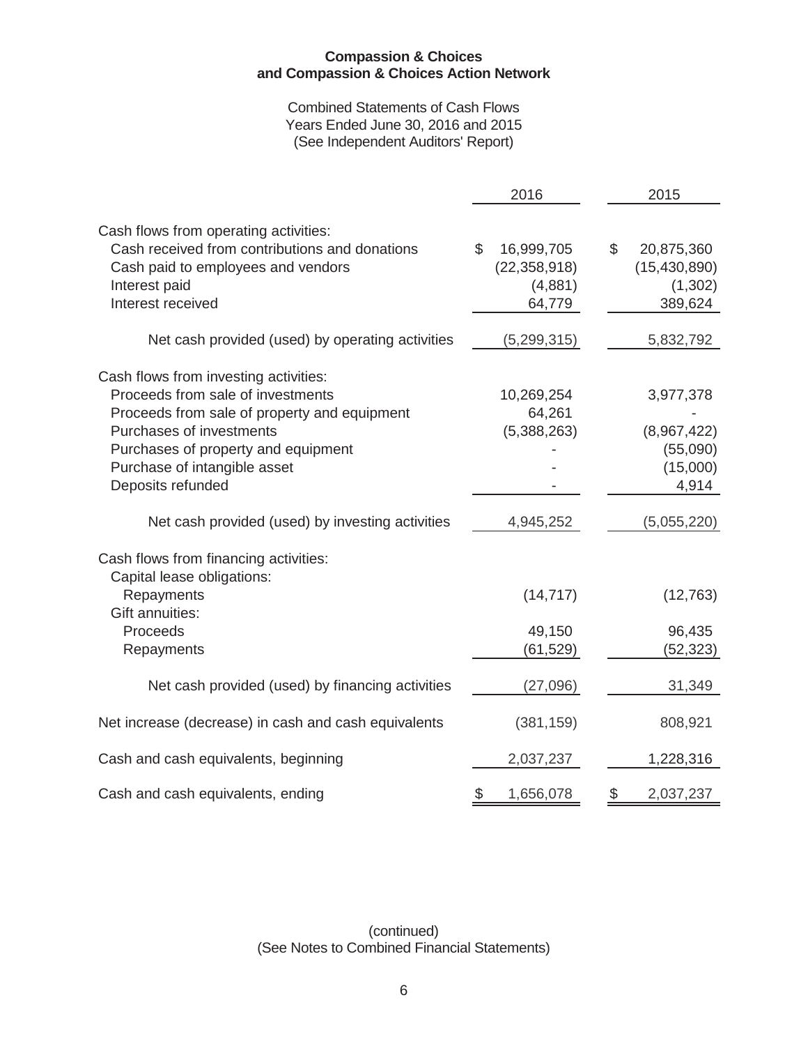**Compassion & Choices**
**and Compassion & Choices Action Network**

Combined Statements of Cash Flows
Years Ended June 30, 2016 and 2015
(See Independent Auditors' Report)

| | 2016 | 2015 |
|---|---|---|
| Cash flows from operating activities: | | |
| Cash received from contributions and donations | $ 16,999,705 | $ 20,875,360 |
| Cash paid to employees and vendors | (22,358,918) | (15,430,890) |
| Interest paid | (4,881) | (1,302) |
| Interest received | 64,779 | 389,624 |
| Net cash provided (used) by operating activities | (5,299,315) | 5,832,792 |
| Cash flows from investing activities: | | |
| Proceeds from sale of investments | 10,269,254 | 3,977,378 |
| Proceeds from sale of property and equipment | 64,261 | - |
| Purchases of investments | (5,388,263) | (8,967,422) |
| Purchases of property and equipment | - | (55,090) |
| Purchase of intangible asset | - | (15,000) |
| Deposits refunded | - | 4,914 |
| Net cash provided (used) by investing activities | 4,945,252 | (5,055,220) |
| Cash flows from financing activities: | | |
| Capital lease obligations: | | |
| Repayments | (14,717) | (12,763) |
| Gift annuities: | | |
| Proceeds | 49,150 | 96,435 |
| Repayments | (61,529) | (52,323) |
| Net cash provided (used) by financing activities | (27,096) | 31,349 |
| Net increase (decrease) in cash and cash equivalents | (381,159) | 808,921 |
| Cash and cash equivalents, beginning | 2,037,237 | 1,228,316 |
| Cash and cash equivalents, ending | $ 1,656,078 | $ 2,037,237 |

(continued)
(See Notes to Combined Financial Statements)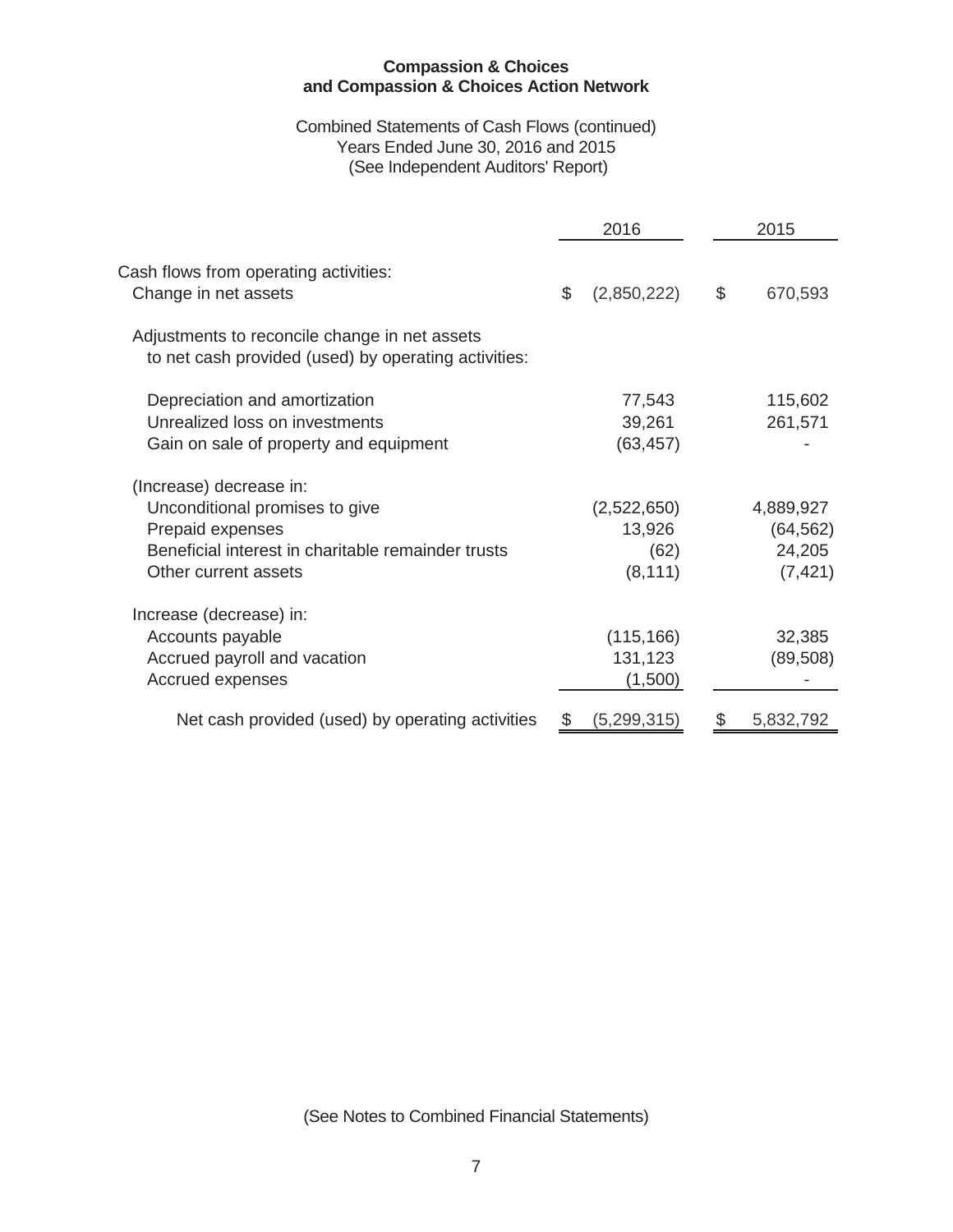**Compassion & Choices**
**and Compassion & Choices Action Network**

Combined Statements of Cash Flows (continued)
Years Ended June 30, 2016 and 2015
(See Independent Auditors' Report)

| | 2016 | 2015 |
|---|---|---|
| Cash flows from operating activities: | | |
| Change in net assets | $ (2,850,222) | $ 670,593 |
| Adjustments to reconcile change in net assets to net cash provided (used) by operating activities: | | |
| Depreciation and amortization | 77,543 | 115,602 |
| Unrealized loss on investments | 39,261 | 261,571 |
| Gain on sale of property and equipment | (63,457) | - |
| (Increase) decrease in: | | |
| Unconditional promises to give | (2,522,650) | 4,889,927 |
| Prepaid expenses | 13,926 | (64,562) |
| Beneficial interest in charitable remainder trusts | (62) | 24,205 |
| Other current assets | (8,111) | (7,421) |
| Increase (decrease) in: | | |
| Accounts payable | (115,166) | 32,385 |
| Accrued payroll and vacation | 131,123 | (89,508) |
| Accrued expenses | (1,500) | - |
| Net cash provided (used) by operating activities | $ (5,299,315) | $ 5,832,792 |

(See Notes to Combined Financial Statements)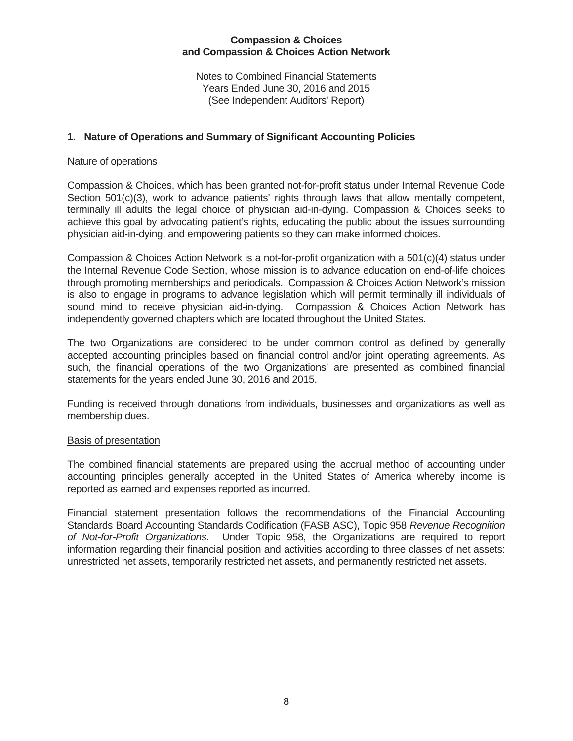**Compassion & Choices and Compassion & Choices Action Network**

Notes to Combined Financial Statements
Years Ended June 30, 2016 and 2015
(See Independent Auditors' Report)

## 1. Nature of Operations and Summary of Significant Accounting Policies

Nature of operations

Compassion & Choices, which has been granted not-for-profit status under Internal Revenue Code Section 501(c)(3), work to advance patients' rights through laws that allow mentally competent, terminally ill adults the legal choice of physician aid-in-dying. Compassion & Choices seeks to achieve this goal by advocating patient's rights, educating the public about the issues surrounding physician aid-in-dying, and empowering patients so they can make informed choices.

Compassion & Choices Action Network is a not-for-profit organization with a 501(c)(4) status under the Internal Revenue Code Section, whose mission is to advance education on end-of-life choices through promoting memberships and periodicals. Compassion & Choices Action Network's mission is also to engage in programs to advance legislation which will permit terminally ill individuals of sound mind to receive physician aid-in-dying. Compassion & Choices Action Network has independently governed chapters which are located throughout the United States.

The two Organizations are considered to be under common control as defined by generally accepted accounting principles based on financial control and/or joint operating agreements. As such, the financial operations of the two Organizations' are presented as combined financial statements for the years ended June 30, 2016 and 2015.

Funding is received through donations from individuals, businesses and organizations as well as membership dues.

Basis of presentation

The combined financial statements are prepared using the accrual method of accounting under accounting principles generally accepted in the United States of America whereby income is reported as earned and expenses reported as incurred.

Financial statement presentation follows the recommendations of the Financial Accounting Standards Board Accounting Standards Codification (FASB ASC), Topic 958 *Revenue Recognition of Not-for-Profit Organizations*. Under Topic 958, the Organizations are required to report information regarding their financial position and activities according to three classes of net assets: unrestricted net assets, temporarily restricted net assets, and permanently restricted net assets.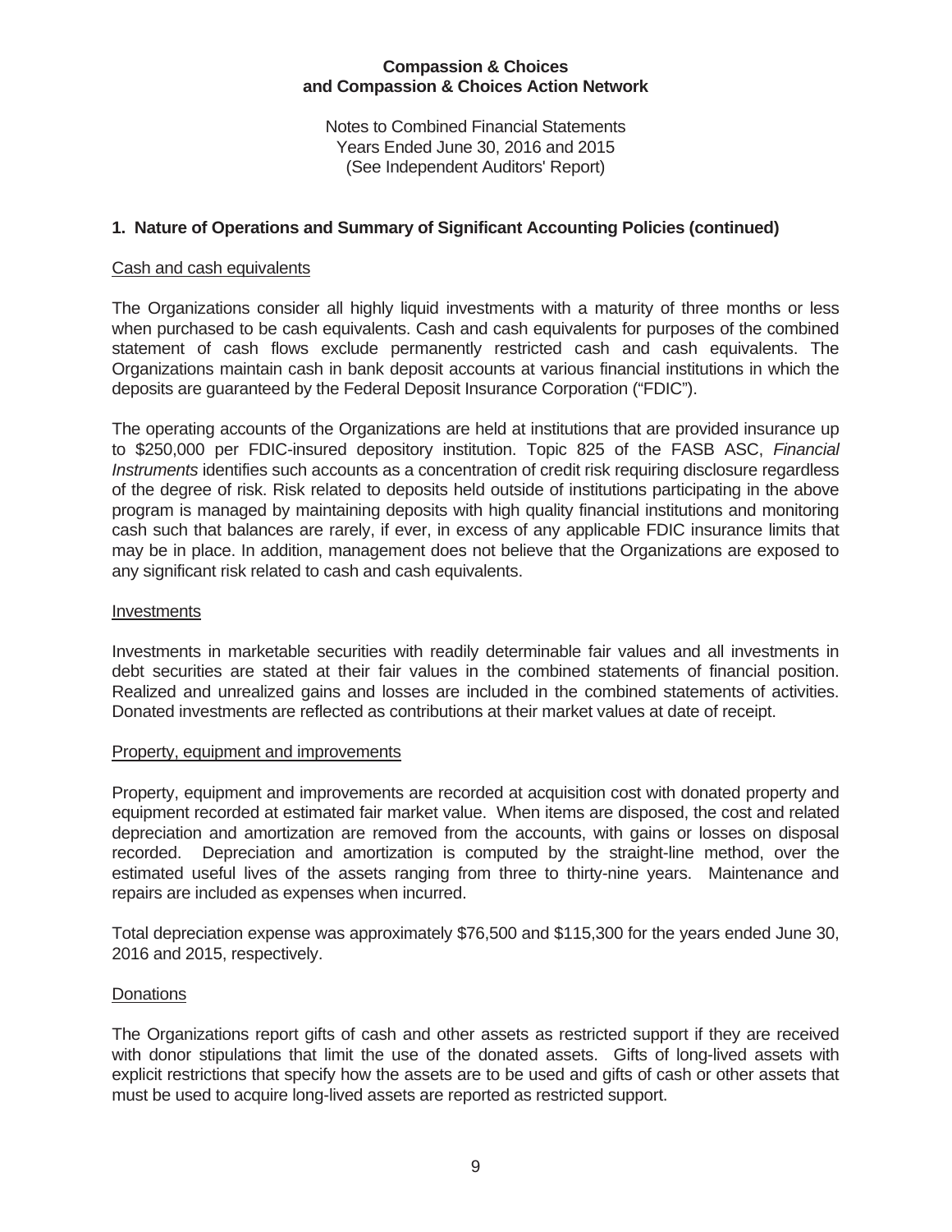**Compassion & Choices and Compassion & Choices Action Network**

Notes to Combined Financial Statements
Years Ended June 30, 2016 and 2015
(See Independent Auditors' Report)

## 1. Nature of Operations and Summary of Significant Accounting Policies (continued)

Cash and cash equivalents

The Organizations consider all highly liquid investments with a maturity of three months or less when purchased to be cash equivalents. Cash and cash equivalents for purposes of the combined statement of cash flows exclude permanently restricted cash and cash equivalents. The Organizations maintain cash in bank deposit accounts at various financial institutions in which the deposits are guaranteed by the Federal Deposit Insurance Corporation ("FDIC").

The operating accounts of the Organizations are held at institutions that are provided insurance up to $250,000 per FDIC-insured depository institution. Topic 825 of the FASB ASC, *Financial Instruments* identifies such accounts as a concentration of credit risk requiring disclosure regardless of the degree of risk. Risk related to deposits held outside of institutions participating in the above program is managed by maintaining deposits with high quality financial institutions and monitoring cash such that balances are rarely, if ever, in excess of any applicable FDIC insurance limits that may be in place. In addition, management does not believe that the Organizations are exposed to any significant risk related to cash and cash equivalents.

Investments

Investments in marketable securities with readily determinable fair values and all investments in debt securities are stated at their fair values in the combined statements of financial position. Realized and unrealized gains and losses are included in the combined statements of activities. Donated investments are reflected as contributions at their market values at date of receipt.

Property, equipment and improvements

Property, equipment and improvements are recorded at acquisition cost with donated property and equipment recorded at estimated fair market value. When items are disposed, the cost and related depreciation and amortization are removed from the accounts, with gains or losses on disposal recorded. Depreciation and amortization is computed by the straight-line method, over the estimated useful lives of the assets ranging from three to thirty-nine years. Maintenance and repairs are included as expenses when incurred.

Total depreciation expense was approximately $76,500 and $115,300 for the years ended June 30, 2016 and 2015, respectively.

Donations

The Organizations report gifts of cash and other assets as restricted support if they are received with donor stipulations that limit the use of the donated assets. Gifts of long-lived assets with explicit restrictions that specify how the assets are to be used and gifts of cash or other assets that must be used to acquire long-lived assets are reported as restricted support.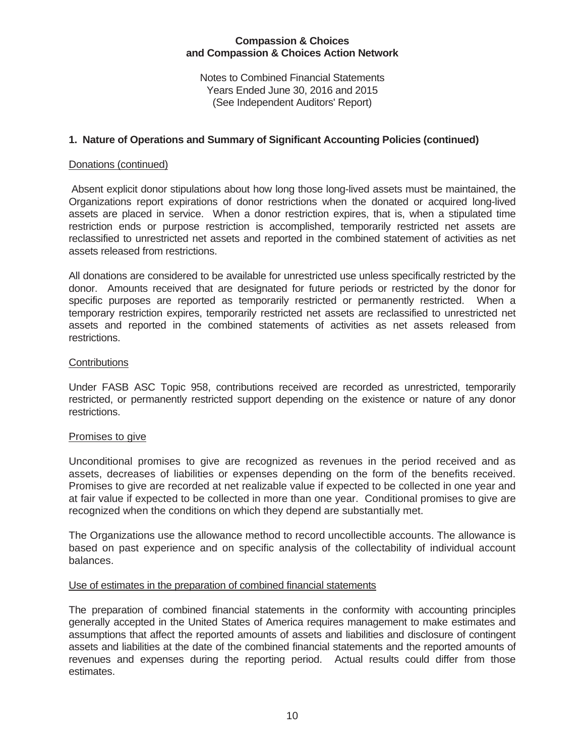**Compassion & Choices and Compassion & Choices Action Network**

Notes to Combined Financial Statements
Years Ended June 30, 2016 and 2015
(See Independent Auditors' Report)

## 1. Nature of Operations and Summary of Significant Accounting Policies (continued)

Donations (continued)

Absent explicit donor stipulations about how long those long-lived assets must be maintained, the Organizations report expirations of donor restrictions when the donated or acquired long-lived assets are placed in service. When a donor restriction expires, that is, when a stipulated time restriction ends or purpose restriction is accomplished, temporarily restricted net assets are reclassified to unrestricted net assets and reported in the combined statement of activities as net assets released from restrictions.

All donations are considered to be available for unrestricted use unless specifically restricted by the donor. Amounts received that are designated for future periods or restricted by the donor for specific purposes are reported as temporarily restricted or permanently restricted. When a temporary restriction expires, temporarily restricted net assets are reclassified to unrestricted net assets and reported in the combined statements of activities as net assets released from restrictions.

Contributions

Under FASB ASC Topic 958, contributions received are recorded as unrestricted, temporarily restricted, or permanently restricted support depending on the existence or nature of any donor restrictions.

Promises to give

Unconditional promises to give are recognized as revenues in the period received and as assets, decreases of liabilities or expenses depending on the form of the benefits received. Promises to give are recorded at net realizable value if expected to be collected in one year and at fair value if expected to be collected in more than one year. Conditional promises to give are recognized when the conditions on which they depend are substantially met.

The Organizations use the allowance method to record uncollectible accounts. The allowance is based on past experience and on specific analysis of the collectability of individual account balances.

Use of estimates in the preparation of combined financial statements

The preparation of combined financial statements in the conformity with accounting principles generally accepted in the United States of America requires management to make estimates and assumptions that affect the reported amounts of assets and liabilities and disclosure of contingent assets and liabilities at the date of the combined financial statements and the reported amounts of revenues and expenses during the reporting period. Actual results could differ from those estimates.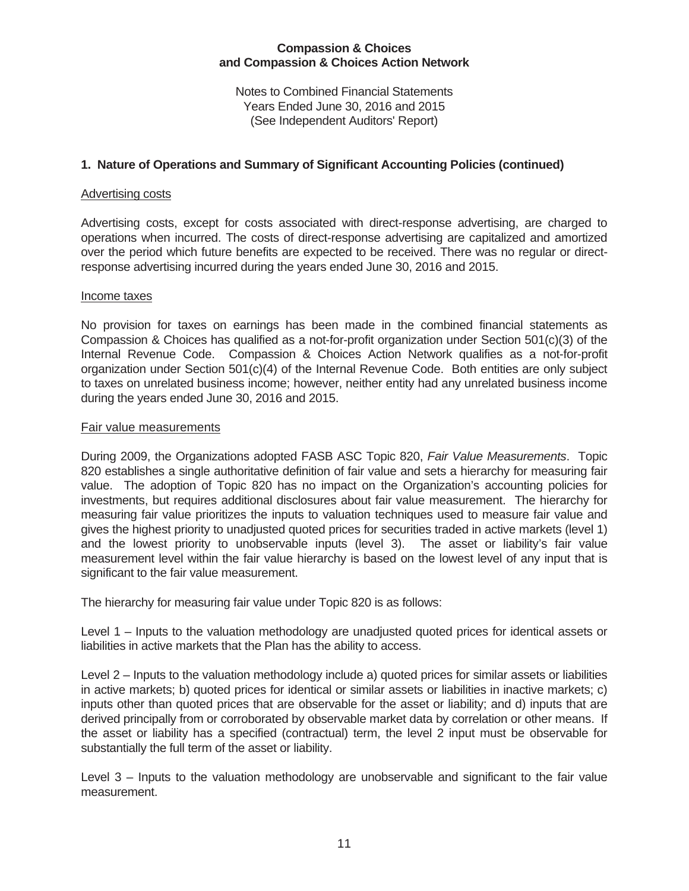**Compassion & Choices and Compassion & Choices Action Network**

Notes to Combined Financial Statements
Years Ended June 30, 2016 and 2015
(See Independent Auditors' Report)

## 1. Nature of Operations and Summary of Significant Accounting Policies (continued)

### Advertising costs

Advertising costs, except for costs associated with direct-response advertising, are charged to operations when incurred. The costs of direct-response advertising are capitalized and amortized over the period which future benefits are expected to be received. There was no regular or direct-response advertising incurred during the years ended June 30, 2016 and 2015.

### Income taxes

No provision for taxes on earnings has been made in the combined financial statements as Compassion & Choices has qualified as a not-for-profit organization under Section 501(c)(3) of the Internal Revenue Code. Compassion & Choices Action Network qualifies as a not-for-profit organization under Section 501(c)(4) of the Internal Revenue Code. Both entities are only subject to taxes on unrelated business income; however, neither entity had any unrelated business income during the years ended June 30, 2016 and 2015.

### Fair value measurements

During 2009, the Organizations adopted FASB ASC Topic 820, *Fair Value Measurements*. Topic 820 establishes a single authoritative definition of fair value and sets a hierarchy for measuring fair value. The adoption of Topic 820 has no impact on the Organization's accounting policies for investments, but requires additional disclosures about fair value measurement. The hierarchy for measuring fair value prioritizes the inputs to valuation techniques used to measure fair value and gives the highest priority to unadjusted quoted prices for securities traded in active markets (level 1) and the lowest priority to unobservable inputs (level 3). The asset or liability's fair value measurement level within the fair value hierarchy is based on the lowest level of any input that is significant to the fair value measurement.

The hierarchy for measuring fair value under Topic 820 is as follows:

Level 1 – Inputs to the valuation methodology are unadjusted quoted prices for identical assets or liabilities in active markets that the Plan has the ability to access.

Level 2 – Inputs to the valuation methodology include a) quoted prices for similar assets or liabilities in active markets; b) quoted prices for identical or similar assets or liabilities in inactive markets; c) inputs other than quoted prices that are observable for the asset or liability; and d) inputs that are derived principally from or corroborated by observable market data by correlation or other means. If the asset or liability has a specified (contractual) term, the level 2 input must be observable for substantially the full term of the asset or liability.

Level 3 – Inputs to the valuation methodology are unobservable and significant to the fair value measurement.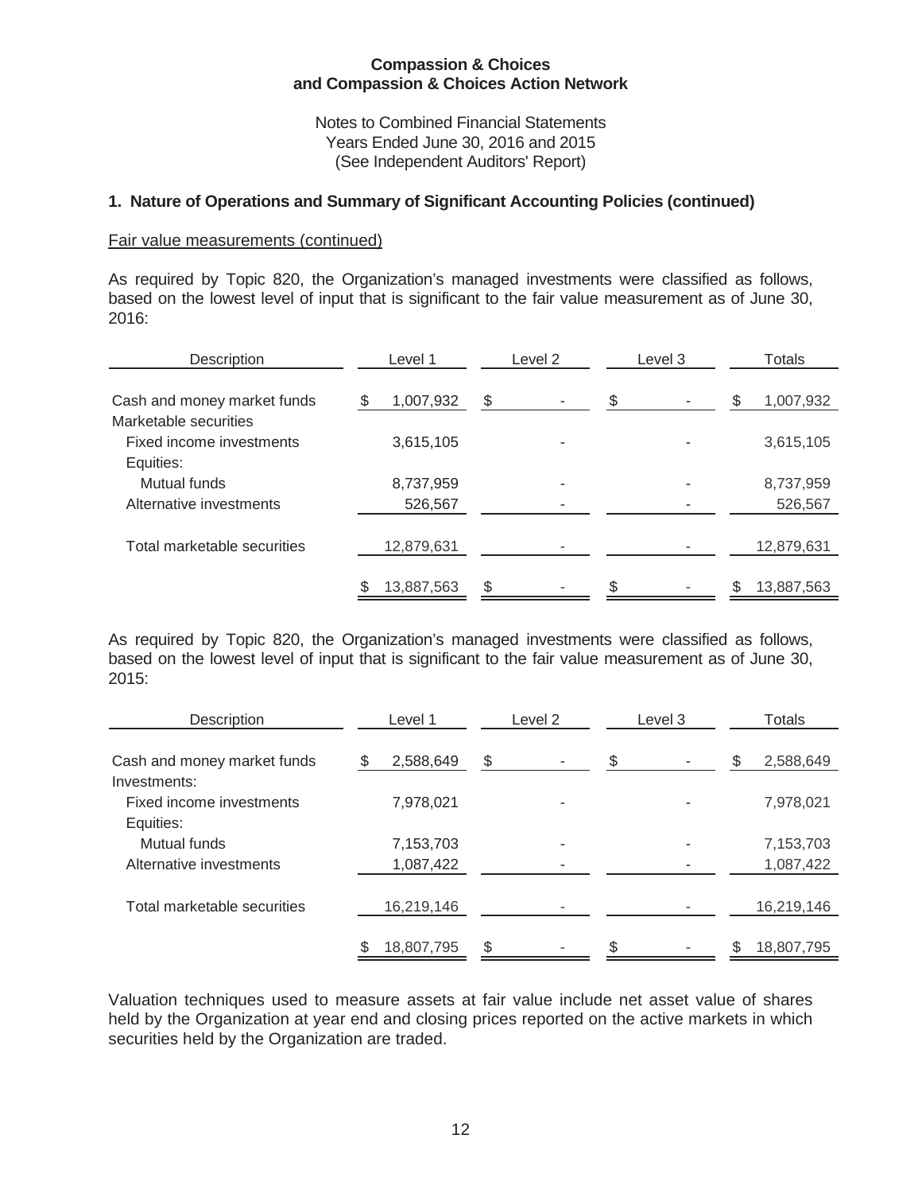**Compassion & Choices**
**and Compassion & Choices Action Network**

Notes to Combined Financial Statements
Years Ended June 30, 2016 and 2015
(See Independent Auditors' Report)

## 1. Nature of Operations and Summary of Significant Accounting Policies (continued)

Fair value measurements (continued)

As required by Topic 820, the Organization's managed investments were classified as follows, based on the lowest level of input that is significant to the fair value measurement as of June 30, 2016:

| Description | Level 1 | Level 2 | Level 3 | Totals |
|---|---|---|---|---|
| Cash and money market funds | $ 1,007,932 | $ - | $ - | $ 1,007,932 |
| Marketable securities | | | | |
| Fixed income investments | 3,615,105 | - | - | 3,615,105 |
| Equities: | | | | |
| Mutual funds | 8,737,959 | - | - | 8,737,959 |
| Alternative investments | 526,567 | - | - | 526,567 |
| Total marketable securities | 12,879,631 | - | - | 12,879,631 |
| | $ 13,887,563 | $ - | $ - | $ 13,887,563 |

As required by Topic 820, the Organization's managed investments were classified as follows, based on the lowest level of input that is significant to the fair value measurement as of June 30, 2015:

| Description | Level 1 | Level 2 | Level 3 | Totals |
|---|---|---|---|---|
| Cash and money market funds | $ 2,588,649 | $ - | $ - | $ 2,588,649 |
| Investments: | | | | |
| Fixed income investments | 7,978,021 | - | - | 7,978,021 |
| Equities: | | | | |
| Mutual funds | 7,153,703 | - | - | 7,153,703 |
| Alternative investments | 1,087,422 | - | - | 1,087,422 |
| Total marketable securities | 16,219,146 | - | - | 16,219,146 |
| | $ 18,807,795 | $ - | $ - | $ 18,807,795 |

Valuation techniques used to measure assets at fair value include net asset value of shares held by the Organization at year end and closing prices reported on the active markets in which securities held by the Organization are traded.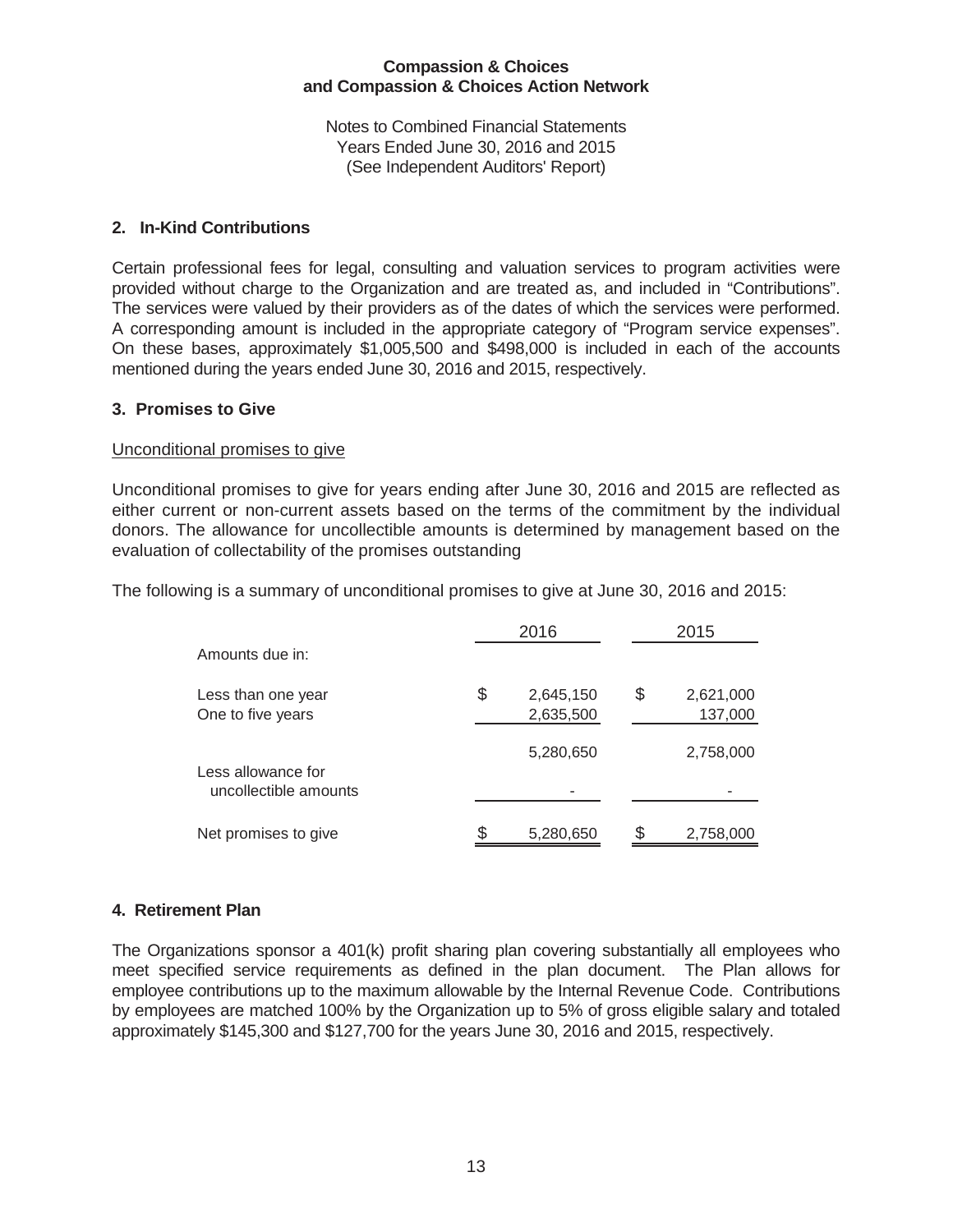**Compassion & Choices and Compassion & Choices Action Network**

Notes to Combined Financial Statements
Years Ended June 30, 2016 and 2015
(See Independent Auditors' Report)

## 2. In-Kind Contributions

Certain professional fees for legal, consulting and valuation services to program activities were provided without charge to the Organization and are treated as, and included in "Contributions". The services were valued by their providers as of the dates of which the services were performed. A corresponding amount is included in the appropriate category of "Program service expenses". On these bases, approximately $1,005,500 and $498,000 is included in each of the accounts mentioned during the years ended June 30, 2016 and 2015, respectively.

## 3. Promises to Give

Unconditional promises to give

Unconditional promises to give for years ending after June 30, 2016 and 2015 are reflected as either current or non-current assets based on the terms of the commitment by the individual donors. The allowance for uncollectible amounts is determined by management based on the evaluation of collectability of the promises outstanding

The following is a summary of unconditional promises to give at June 30, 2016 and 2015:

| | 2016 | 2015 |
|---|---|---|
| Amounts due in: | | |
| Less than one year | $ 2,645,150 | $ 2,621,000 |
| One to five years | 2,635,500 | 137,000 |
| | 5,280,650 | 2,758,000 |
| Less allowance for uncollectible amounts | - | - |
| Net promises to give | $ 5,280,650 | $ 2,758,000 |

## 4. Retirement Plan

The Organizations sponsor a 401(k) profit sharing plan covering substantially all employees who meet specified service requirements as defined in the plan document. The Plan allows for employee contributions up to the maximum allowable by the Internal Revenue Code. Contributions by employees are matched 100% by the Organization up to 5% of gross eligible salary and totaled approximately $145,300 and $127,700 for the years June 30, 2016 and 2015, respectively.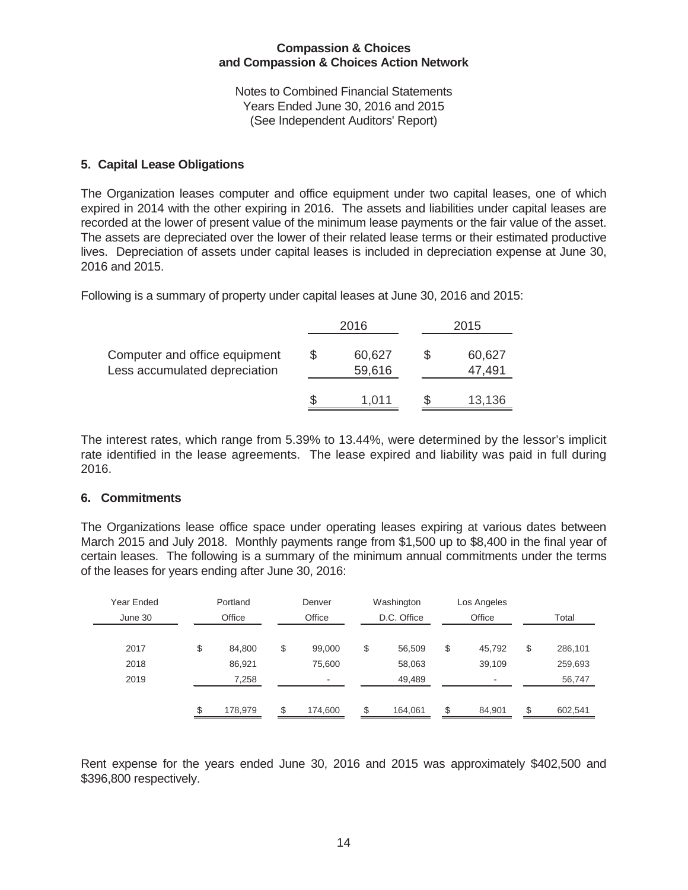# Compassion & Choices and Compassion & Choices Action Network

Notes to Combined Financial Statements
Years Ended June 30, 2016 and 2015
(See Independent Auditors' Report)

## 5. Capital Lease Obligations

The Organization leases computer and office equipment under two capital leases, one of which expired in 2014 with the other expiring in 2016. The assets and liabilities under capital leases are recorded at the lower of present value of the minimum lease payments or the fair value of the asset. The assets are depreciated over the lower of their related lease terms or their estimated productive lives. Depreciation of assets under capital leases is included in depreciation expense at June 30, 2016 and 2015.

Following is a summary of property under capital leases at June 30, 2016 and 2015:

| | 2016 | 2015 |
|---|---|---|
| Computer and office equipment | $ 60,627 | $ 60,627 |
| Less accumulated depreciation | 59,616 | 47,491 |
| | $ 1,011 | $ 13,136 |

The interest rates, which range from 5.39% to 13.44%, were determined by the lessor's implicit rate identified in the lease agreements. The lease expired and liability was paid in full during 2016.

## 6. Commitments

The Organizations lease office space under operating leases expiring at various dates between March 2015 and July 2018. Monthly payments range from $1,500 up to $8,400 in the final year of certain leases. The following is a summary of the minimum annual commitments under the terms of the leases for years ending after June 30, 2016:

| Year Ended June 30 | Portland Office | Denver Office | Washington D.C. Office | Los Angeles Office | Total |
|---|---|---|---|---|---|
| 2017 | $ 84,800 | $ 99,000 | $ 56,509 | $ 45,792 | $ 286,101 |
| 2018 | 86,921 | 75,600 | 58,063 | 39,109 | 259,693 |
| 2019 | 7,258 | - | 49,489 | - | 56,747 |
| | $ 178,979 | $ 174,600 | $ 164,061 | $ 84,901 | $ 602,541 |

Rent expense for the years ended June 30, 2016 and 2015 was approximately $402,500 and $396,800 respectively.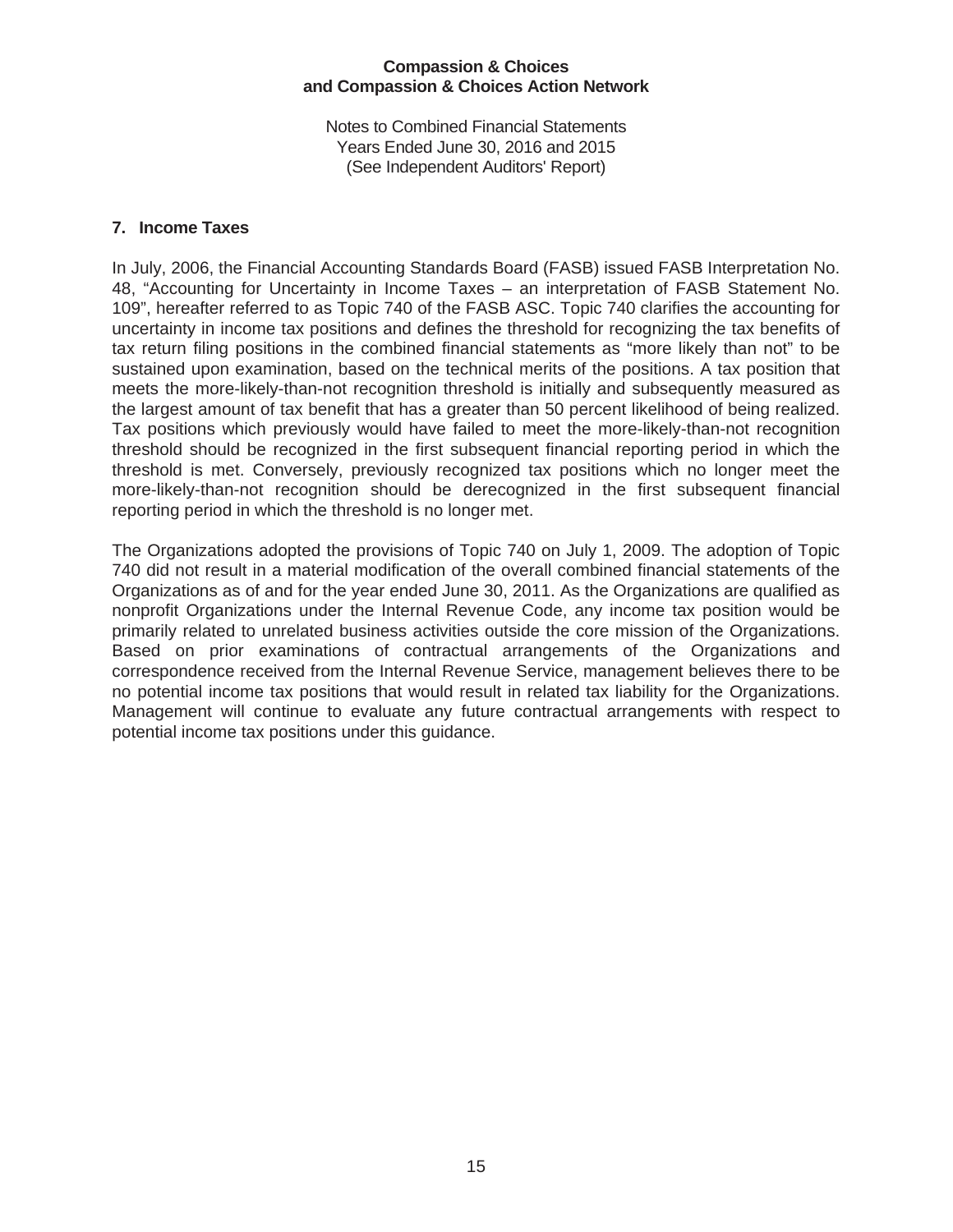## 7. Income Taxes

In July, 2006, the Financial Accounting Standards Board (FASB) issued FASB Interpretation No. 48, "Accounting for Uncertainty in Income Taxes – an interpretation of FASB Statement No. 109", hereafter referred to as Topic 740 of the FASB ASC. Topic 740 clarifies the accounting for uncertainty in income tax positions and defines the threshold for recognizing the tax benefits of tax return filing positions in the combined financial statements as "more likely than not" to be sustained upon examination, based on the technical merits of the positions. A tax position that meets the more-likely-than-not recognition threshold is initially and subsequently measured as the largest amount of tax benefit that has a greater than 50 percent likelihood of being realized. Tax positions which previously would have failed to meet the more-likely-than-not recognition threshold should be recognized in the first subsequent financial reporting period in which the threshold is met. Conversely, previously recognized tax positions which no longer meet the more-likely-than-not recognition should be derecognized in the first subsequent financial reporting period in which the threshold is no longer met.

The Organizations adopted the provisions of Topic 740 on July 1, 2009. The adoption of Topic 740 did not result in a material modification of the overall combined financial statements of the Organizations as of and for the year ended June 30, 2011. As the Organizations are qualified as nonprofit Organizations under the Internal Revenue Code, any income tax position would be primarily related to unrelated business activities outside the core mission of the Organizations. Based on prior examinations of contractual arrangements of the Organizations and correspondence received from the Internal Revenue Service, management believes there to be no potential income tax positions that would result in related tax liability for the Organizations. Management will continue to evaluate any future contractual arrangements with respect to potential income tax positions under this guidance.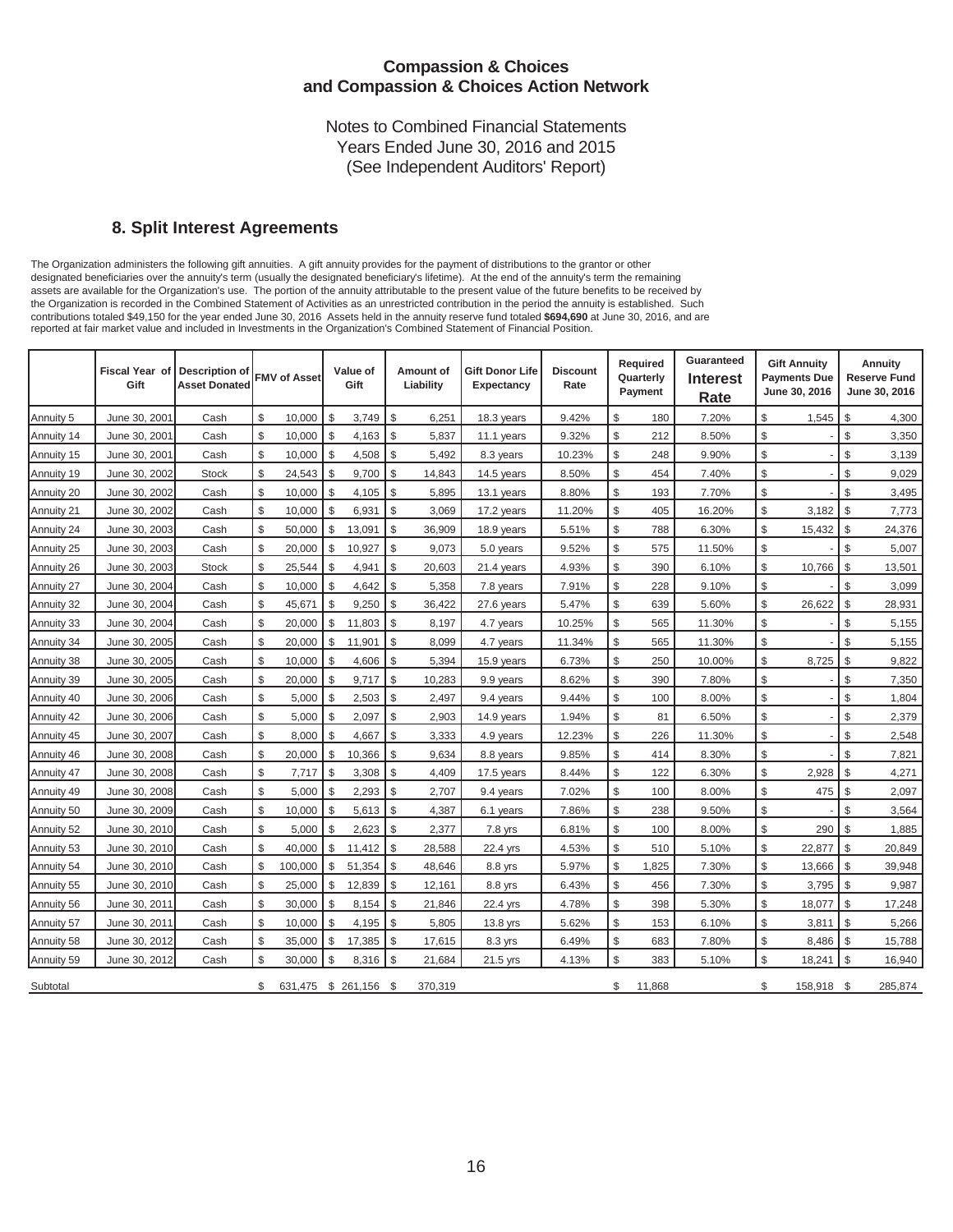# Compassion & Choices and Compassion & Choices Action Network

Notes to Combined Financial Statements
Years Ended June 30, 2016 and 2015
(See Independent Auditors' Report)

## 8. Split Interest Agreements

The Organization administers the following gift annuities. A gift annuity provides for the payment of distributions to the grantor or other designated beneficiaries over the annuity's term (usually the designated beneficiary's lifetime). At the end of the annuity's term the remaining assets are available for the Organization's use. The portion of the annuity attributable to the present value of the future benefits to be received by the Organization is recorded in the Combined Statement of Activities as an unrestricted contribution in the period the annuity is established. Such contributions totaled $49,150 for the year ended June 30, 2016 Assets held in the annuity reserve fund totaled **$694,690** at June 30, 2016, and are reported at fair market value and included in Investments in the Organization's Combined Statement of Financial Position.

| | Fiscal Year of Gift | Description of Asset Donated | FMV of Asset | Value of Gift | Amount of Liability | Gift Donor Life Expectancy | Discount Rate | Required Quarterly Payment | Guaranteed Interest Rate | Gift Annuity Payments Due June 30, 2016 | Annuity Reserve Fund June 30, 2016 |
|---|---|---|---|---|---|---|---|---|---|---|---|
| Annuity 5 | June 30, 2001 | Cash | $ 10,000 | $ 3,749 | $ 6,251 | 18.3 years | 9.42% | $ 180 | 7.20% | $ 1,545 | $ 4,300 |
| Annuity 14 | June 30, 2001 | Cash | $ 10,000 | $ 4,163 | $ 5,837 | 11.1 years | 9.32% | $ 212 | 8.50% | $ - | $ 3,350 |
| Annuity 15 | June 30, 2001 | Cash | $ 10,000 | $ 4,508 | $ 5,492 | 8.3 years | 10.23% | $ 248 | 9.90% | $ - | $ 3,139 |
| Annuity 19 | June 30, 2002 | Stock | $ 24,543 | $ 9,700 | $ 14,843 | 14.5 years | 8.50% | $ 454 | 7.40% | $ - | $ 9,029 |
| Annuity 20 | June 30, 2002 | Cash | $ 10,000 | $ 4,105 | $ 5,895 | 13.1 years | 8.80% | $ 193 | 7.70% | $ - | $ 3,495 |
| Annuity 21 | June 30, 2002 | Cash | $ 10,000 | $ 6,931 | $ 3,069 | 17.2 years | 11.20% | $ 405 | 16.20% | $ 3,182 | $ 7,773 |
| Annuity 24 | June 30, 2003 | Cash | $ 50,000 | $ 13,091 | $ 36,909 | 18.9 years | 5.51% | $ 788 | 6.30% | $ 15,432 | $ 24,376 |
| Annuity 25 | June 30, 2003 | Cash | $ 20,000 | $ 10,927 | $ 9,073 | 5.0 years | 9.52% | $ 575 | 11.50% | $ - | $ 5,007 |
| Annuity 26 | June 30, 2003 | Stock | $ 25,544 | $ 4,941 | $ 20,603 | 21.4 years | 4.93% | $ 390 | 6.10% | $ 10,766 | $ 13,501 |
| Annuity 27 | June 30, 2004 | Cash | $ 10,000 | $ 4,642 | $ 5,358 | 7.8 years | 7.91% | $ 228 | 9.10% | $ - | $ 3,099 |
| Annuity 32 | June 30, 2004 | Cash | $ 45,671 | $ 9,250 | $ 36,422 | 27.6 years | 5.47% | $ 639 | 5.60% | $ 26,622 | $ 28,931 |
| Annuity 33 | June 30, 2004 | Cash | $ 20,000 | $ 11,803 | $ 8,197 | 4.7 years | 10.25% | $ 565 | 11.30% | $ - | $ 5,155 |
| Annuity 34 | June 30, 2005 | Cash | $ 20,000 | $ 11,901 | $ 8,099 | 4.7 years | 11.34% | $ 565 | 11.30% | $ - | $ 5,155 |
| Annuity 38 | June 30, 2005 | Cash | $ 10,000 | $ 4,606 | $ 5,394 | 15.9 years | 6.73% | $ 250 | 10.00% | $ 8,725 | $ 9,822 |
| Annuity 39 | June 30, 2005 | Cash | $ 20,000 | $ 9,717 | $ 10,283 | 9.9 years | 8.62% | $ 390 | 7.80% | $ - | $ 7,350 |
| Annuity 40 | June 30, 2006 | Cash | $ 5,000 | $ 2,503 | $ 2,497 | 9.4 years | 9.44% | $ 100 | 8.00% | $ - | $ 1,804 |
| Annuity 42 | June 30, 2006 | Cash | $ 5,000 | $ 2,097 | $ 2,903 | 14.9 years | 1.94% | $ 81 | 6.50% | $ - | $ 2,379 |
| Annuity 45 | June 30, 2007 | Cash | $ 8,000 | $ 4,667 | $ 3,333 | 4.9 years | 12.23% | $ 226 | 11.30% | $ - | $ 2,548 |
| Annuity 46 | June 30, 2008 | Cash | $ 20,000 | $ 10,366 | $ 9,634 | 8.8 years | 9.85% | $ 414 | 8.30% | $ - | $ 7,821 |
| Annuity 47 | June 30, 2008 | Cash | $ 7,717 | $ 3,308 | $ 4,409 | 17.5 years | 8.44% | $ 122 | 6.30% | $ 2,928 | $ 4,271 |
| Annuity 49 | June 30, 2008 | Cash | $ 5,000 | $ 2,293 | $ 2,707 | 9.4 years | 7.02% | $ 100 | 8.00% | $ 475 | $ 2,097 |
| Annuity 50 | June 30, 2009 | Cash | $ 10,000 | $ 5,613 | $ 4,387 | 6.1 years | 7.86% | $ 238 | 9.50% | $ - | $ 3,564 |
| Annuity 52 | June 30, 2010 | Cash | $ 5,000 | $ 2,623 | $ 2,377 | 7.8 yrs | 6.81% | $ 100 | 8.00% | $ 290 | $ 1,885 |
| Annuity 53 | June 30, 2010 | Cash | $ 40,000 | $ 11,412 | $ 28,588 | 22.4 yrs | 4.53% | $ 510 | 5.10% | $ 22,877 | $ 20,849 |
| Annuity 54 | June 30, 2010 | Cash | $ 100,000 | $ 51,354 | $ 48,646 | 8.8 yrs | 5.97% | $ 1,825 | 7.30% | $ 13,666 | $ 39,948 |
| Annuity 55 | June 30, 2010 | Cash | $ 25,000 | $ 12,839 | $ 12,161 | 8.8 yrs | 6.43% | $ 456 | 7.30% | $ 3,795 | $ 9,987 |
| Annuity 56 | June 30, 2011 | Cash | $ 30,000 | $ 8,154 | $ 21,846 | 22.4 yrs | 4.78% | $ 398 | 5.30% | $ 18,077 | $ 17,248 |
| Annuity 57 | June 30, 2011 | Cash | $ 10,000 | $ 4,195 | $ 5,805 | 13.8 yrs | 5.62% | $ 153 | 6.10% | $ 3,811 | $ 5,266 |
| Annuity 58 | June 30, 2012 | Cash | $ 35,000 | $ 17,385 | $ 17,615 | 8.3 yrs | 6.49% | $ 683 | 7.80% | $ 8,486 | $ 15,788 |
| Annuity 59 | June 30, 2012 | Cash | $ 30,000 | $ 8,316 | $ 21,684 | 21.5 yrs | 4.13% | $ 383 | 5.10% | $ 18,241 | $ 16,940 |
| Subtotal | | | $ 631,475 | $ 261,156 | $ 370,319 | | | $ 11,868 | | $ 158,918 | $ 285,874 |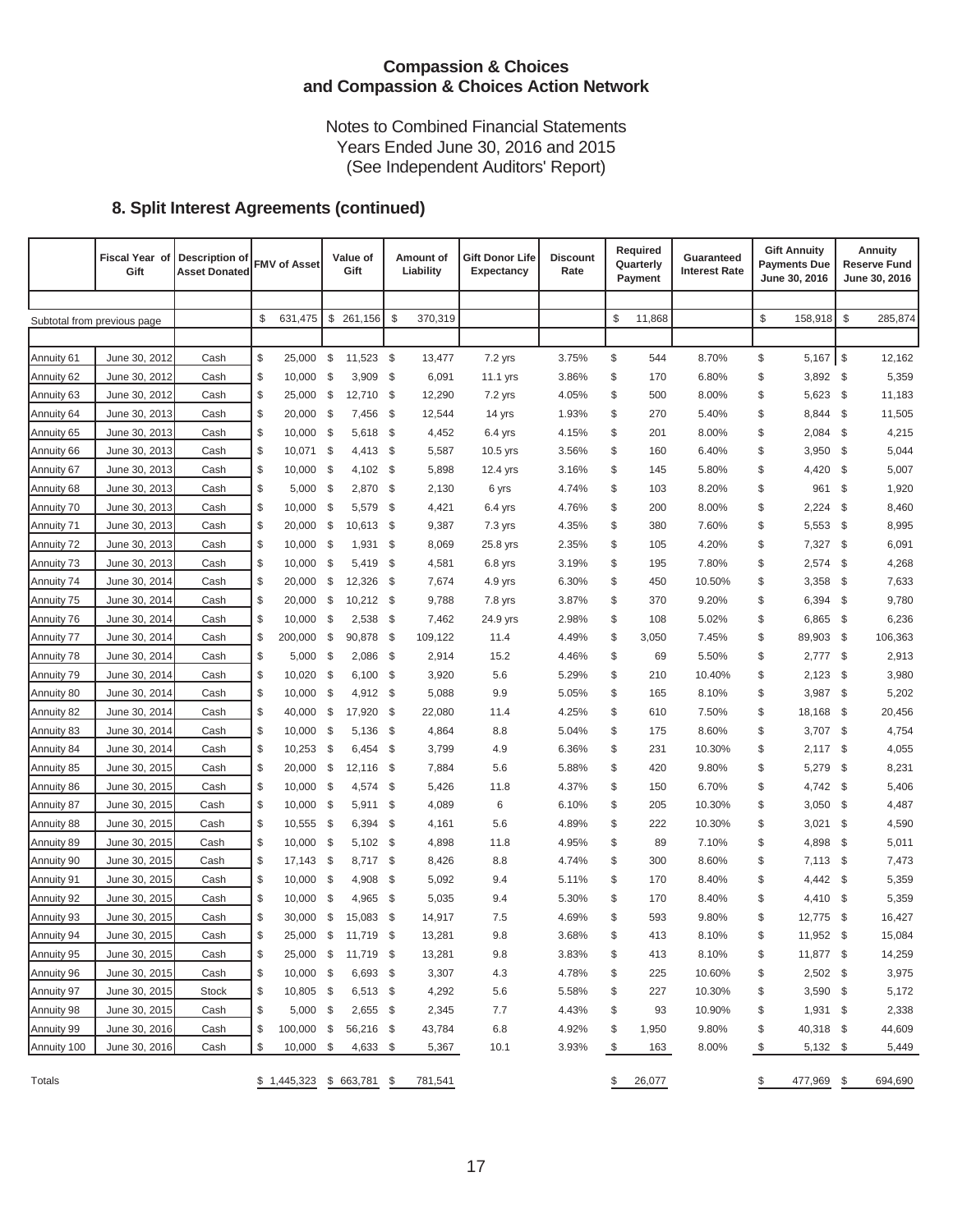# Compassion & Choices and Compassion & Choices Action Network

Notes to Combined Financial Statements
Years Ended June 30, 2016 and 2015
(See Independent Auditors' Report)

## 8. Split Interest Agreements (continued)

| | Fiscal Year of Gift | Description of Asset Donated | FMV of Asset | Value of Gift | Amount of Liability | Gift Donor Life Expectancy | Discount Rate | Required Quarterly Payment | Guaranteed Interest Rate | Gift Annuity Payments Due June 30, 2016 | Annuity Reserve Fund June 30, 2016 |
|---|---|---|---|---|---|---|---|---|---|---|---|
| Subtotal from previous page | | | $ 631,475 | $ 261,156 | $ 370,319 | | | $ 11,868 | | $ 158,918 | $ 285,874 |
| Annuity 61 | June 30, 2012 | Cash | $ 25,000 | $ 11,523 | $ 13,477 | 7.2 yrs | 3.75% | $ 544 | 8.70% | $ 5,167 | $ 12,162 |
| Annuity 62 | June 30, 2012 | Cash | $ 10,000 | $ 3,909 | $ 6,091 | 11.1 yrs | 3.86% | $ 170 | 6.80% | $ 3,892 | $ 5,359 |
| Annuity 63 | June 30, 2012 | Cash | $ 25,000 | $ 12,710 | $ 12,290 | 7.2 yrs | 4.05% | $ 500 | 8.00% | $ 5,623 | $ 11,183 |
| Annuity 64 | June 30, 2013 | Cash | $ 20,000 | $ 7,456 | $ 12,544 | 14 yrs | 1.93% | $ 270 | 5.40% | $ 8,844 | $ 11,505 |
| Annuity 65 | June 30, 2013 | Cash | $ 10,000 | $ 5,618 | $ 4,452 | 6.4 yrs | 4.15% | $ 201 | 8.00% | $ 2,084 | $ 4,215 |
| Annuity 66 | June 30, 2013 | Cash | $ 10,071 | $ 4,413 | $ 5,587 | 10.5 yrs | 3.56% | $ 160 | 6.40% | $ 3,950 | $ 5,044 |
| Annuity 67 | June 30, 2013 | Cash | $ 10,000 | $ 4,102 | $ 5,898 | 12.4 yrs | 3.16% | $ 145 | 5.80% | $ 4,420 | $ 5,007 |
| Annuity 68 | June 30, 2013 | Cash | $ 5,000 | $ 2,870 | $ 2,130 | 6 yrs | 4.74% | $ 103 | 8.20% | $ 961 | $ 1,920 |
| Annuity 70 | June 30, 2013 | Cash | $ 10,000 | $ 5,579 | $ 4,421 | 6.4 yrs | 4.76% | $ 200 | 8.00% | $ 2,224 | $ 8,460 |
| Annuity 71 | June 30, 2013 | Cash | $ 20,000 | $ 10,613 | $ 9,387 | 7.3 yrs | 4.35% | $ 380 | 7.60% | $ 5,553 | $ 8,995 |
| Annuity 72 | June 30, 2013 | Cash | $ 10,000 | $ 1,931 | $ 8,069 | 25.8 yrs | 2.35% | $ 105 | 4.20% | $ 7,327 | $ 6,091 |
| Annuity 73 | June 30, 2013 | Cash | $ 10,000 | $ 5,419 | $ 4,581 | 6.8 yrs | 3.19% | $ 195 | 7.80% | $ 2,574 | $ 4,268 |
| Annuity 74 | June 30, 2014 | Cash | $ 20,000 | $ 12,326 | $ 7,674 | 4.9 yrs | 6.30% | $ 450 | 10.50% | $ 3,358 | $ 7,633 |
| Annuity 75 | June 30, 2014 | Cash | $ 20,000 | $ 10,212 | $ 9,788 | 7.8 yrs | 3.87% | $ 370 | 9.20% | $ 6,394 | $ 9,780 |
| Annuity 76 | June 30, 2014 | Cash | $ 10,000 | $ 2,538 | $ 7,462 | 24.9 yrs | 2.98% | $ 108 | 5.02% | $ 6,865 | $ 6,236 |
| Annuity 77 | June 30, 2014 | Cash | $ 200,000 | $ 90,878 | $ 109,122 | 11.4 | 4.49% | $ 3,050 | 7.45% | $ 89,903 | $ 106,363 |
| Annuity 78 | June 30, 2014 | Cash | $ 5,000 | $ 2,086 | $ 2,914 | 15.2 | 4.46% | $ 69 | 5.50% | $ 2,777 | $ 2,913 |
| Annuity 79 | June 30, 2014 | Cash | $ 10,020 | $ 6,100 | $ 3,920 | 5.6 | 5.29% | $ 210 | 10.40% | $ 2,123 | $ 3,980 |
| Annuity 80 | June 30, 2014 | Cash | $ 10,000 | $ 4,912 | $ 5,088 | 9.9 | 5.05% | $ 165 | 8.10% | $ 3,987 | $ 5,202 |
| Annuity 82 | June 30, 2014 | Cash | $ 40,000 | $ 17,920 | $ 22,080 | 11.4 | 4.25% | $ 610 | 7.50% | $ 18,168 | $ 20,456 |
| Annuity 83 | June 30, 2014 | Cash | $ 10,000 | $ 5,136 | $ 4,864 | 8.8 | 5.04% | $ 175 | 8.60% | $ 3,707 | $ 4,754 |
| Annuity 84 | June 30, 2014 | Cash | $ 10,253 | $ 6,454 | $ 3,799 | 4.9 | 6.36% | $ 231 | 10.30% | $ 2,117 | $ 4,055 |
| Annuity 85 | June 30, 2015 | Cash | $ 20,000 | $ 12,116 | $ 7,884 | 5.6 | 5.88% | $ 420 | 9.80% | $ 5,279 | $ 8,231 |
| Annuity 86 | June 30, 2015 | Cash | $ 10,000 | $ 4,574 | $ 5,426 | 11.8 | 4.37% | $ 150 | 6.70% | $ 4,742 | $ 5,406 |
| Annuity 87 | June 30, 2015 | Cash | $ 10,000 | $ 5,911 | $ 4,089 | 6 | 6.10% | $ 205 | 10.30% | $ 3,050 | $ 4,487 |
| Annuity 88 | June 30, 2015 | Cash | $ 10,555 | $ 6,394 | $ 4,161 | 5.6 | 4.89% | $ 222 | 10.30% | $ 3,021 | $ 4,590 |
| Annuity 89 | June 30, 2015 | Cash | $ 10,000 | $ 5,102 | $ 4,898 | 11.8 | 4.95% | $ 89 | 7.10% | $ 4,898 | $ 5,011 |
| Annuity 90 | June 30, 2015 | Cash | $ 17,143 | $ 8,717 | $ 8,426 | 8.8 | 4.74% | $ 300 | 8.60% | $ 7,113 | $ 7,473 |
| Annuity 91 | June 30, 2015 | Cash | $ 10,000 | $ 4,908 | $ 5,092 | 9.4 | 5.11% | $ 170 | 8.40% | $ 4,442 | $ 5,359 |
| Annuity 92 | June 30, 2015 | Cash | $ 10,000 | $ 4,965 | $ 5,035 | 9.4 | 5.30% | $ 170 | 8.40% | $ 4,410 | $ 5,359 |
| Annuity 93 | June 30, 2015 | Cash | $ 30,000 | $ 15,083 | $ 14,917 | 7.5 | 4.69% | $ 593 | 9.80% | $ 12,775 | $ 16,427 |
| Annuity 94 | June 30, 2015 | Cash | $ 25,000 | $ 11,719 | $ 13,281 | 9.8 | 3.68% | $ 413 | 8.10% | $ 11,952 | $ 15,084 |
| Annuity 95 | June 30, 2015 | Cash | $ 25,000 | $ 11,719 | $ 13,281 | 9.8 | 3.83% | $ 413 | 8.10% | $ 11,877 | $ 14,259 |
| Annuity 96 | June 30, 2015 | Cash | $ 10,000 | $ 6,693 | $ 3,307 | 4.3 | 4.78% | $ 225 | 10.60% | $ 2,502 | $ 3,975 |
| Annuity 97 | June 30, 2015 | Stock | $ 10,805 | $ 6,513 | $ 4,292 | 5.6 | 5.58% | $ 227 | 10.30% | $ 3,590 | $ 5,172 |
| Annuity 98 | June 30, 2015 | Cash | $ 5,000 | $ 2,655 | $ 2,345 | 7.7 | 4.43% | $ 93 | 10.90% | $ 1,931 | $ 2,338 |
| Annuity 99 | June 30, 2016 | Cash | $ 100,000 | $ 56,216 | $ 43,784 | 6.8 | 4.92% | $ 1,950 | 9.80% | $ 40,318 | $ 44,609 |
| Annuity 100 | June 30, 2016 | Cash | $ 10,000 | $ 4,633 | $ 5,367 | 10.1 | 3.93% | $ 163 | 8.00% | $ 5,132 | $ 5,449 |
| Totals | | | $ 1,445,323 | $ 663,781 | $ 781,541 | | | $ 26,077 | | $ 477,969 | $ 694,690 |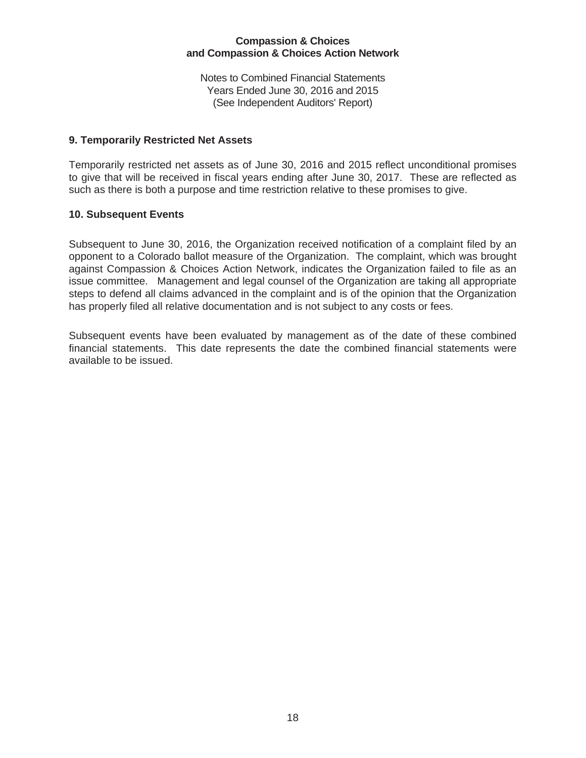## 9. Temporarily Restricted Net Assets

Temporarily restricted net assets as of June 30, 2016 and 2015 reflect unconditional promises to give that will be received in fiscal years ending after June 30, 2017. These are reflected as such as there is both a purpose and time restriction relative to these promises to give.

## 10. Subsequent Events

Subsequent to June 30, 2016, the Organization received notification of a complaint filed by an opponent to a Colorado ballot measure of the Organization. The complaint, which was brought against Compassion & Choices Action Network, indicates the Organization failed to file as an issue committee. Management and legal counsel of the Organization are taking all appropriate steps to defend all claims advanced in the complaint and is of the opinion that the Organization has properly filed all relative documentation and is not subject to any costs or fees.

Subsequent events have been evaluated by management as of the date of these combined financial statements. This date represents the date the combined financial statements were available to be issued.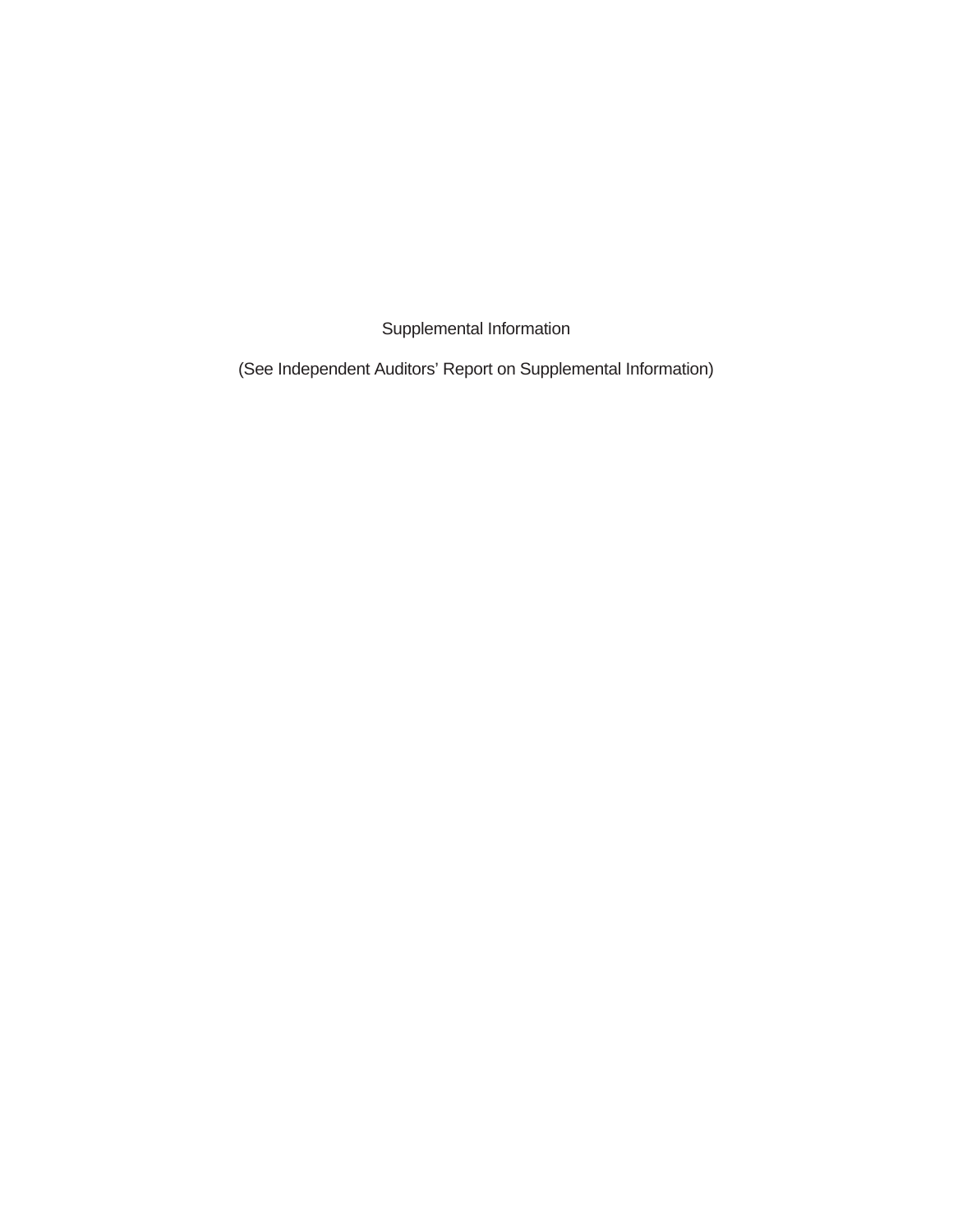Supplemental Information

(See Independent Auditors' Report on Supplemental Information)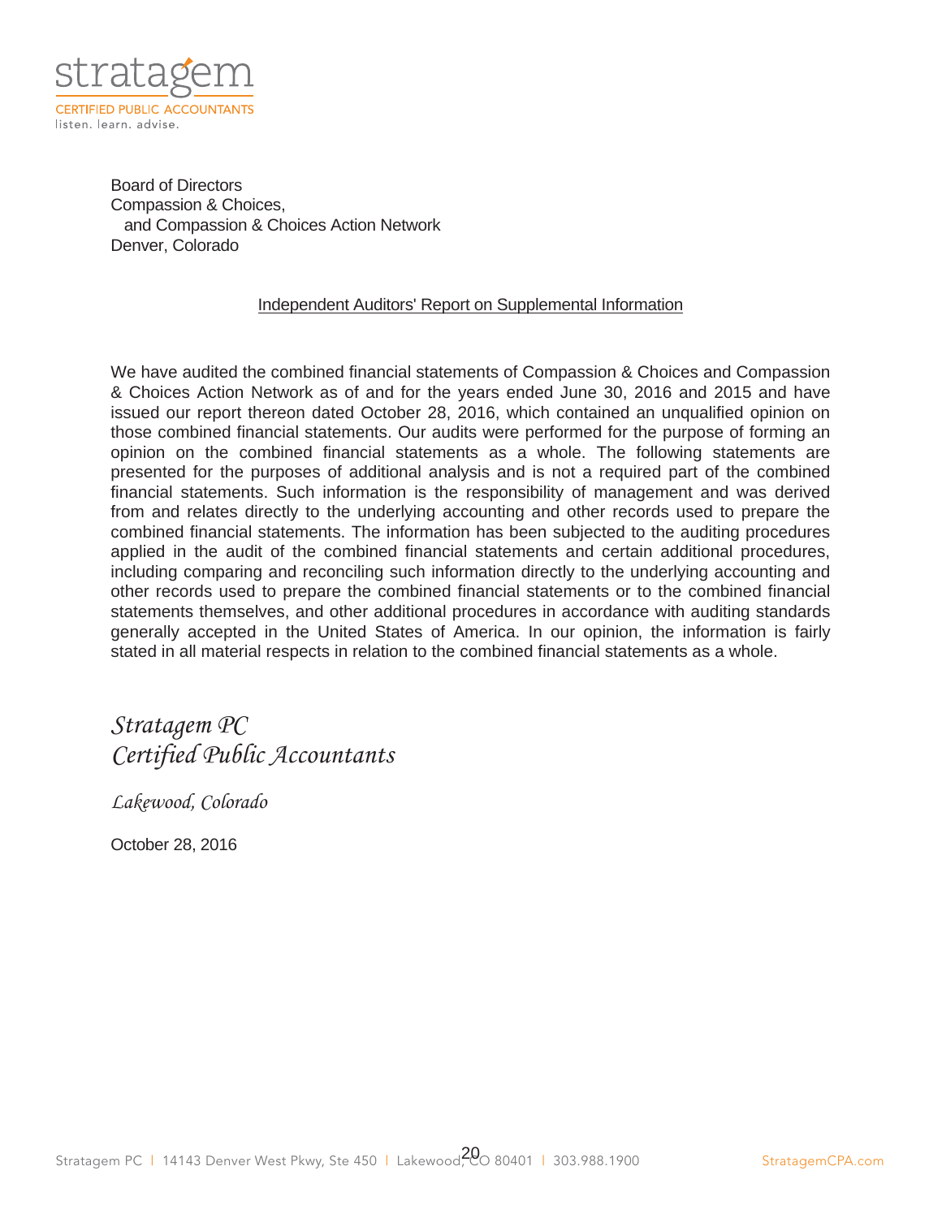stratagem
CERTIFIED PUBLIC ACCOUNTANTS
listen. learn. advise.

Board of Directors
Compassion & Choices,
and Compassion & Choices Action Network
Denver, Colorado

## Independent Auditors' Report on Supplemental Information

We have audited the combined financial statements of Compassion & Choices and Compassion & Choices Action Network as of and for the years ended June 30, 2016 and 2015 and have issued our report thereon dated October 28, 2016, which contained an unqualified opinion on those combined financial statements. Our audits were performed for the purpose of forming an opinion on the combined financial statements as a whole. The following statements are presented for the purposes of additional analysis and is not a required part of the combined financial statements. Such information is the responsibility of management and was derived from and relates directly to the underlying accounting and other records used to prepare the combined financial statements. The information has been subjected to the auditing procedures applied in the audit of the combined financial statements and certain additional procedures, including comparing and reconciling such information directly to the underlying accounting and other records used to prepare the combined financial statements or to the combined financial statements themselves, and other additional procedures in accordance with auditing standards generally accepted in the United States of America. In our opinion, the information is fairly stated in all material respects in relation to the combined financial statements as a whole.

*Stratagem PC*
*Certified Public Accountants*

*Lakewood, Colorado*

October 28, 2016

Stratagem PC | 14143 Denver West Pkwy, Ste 450 | Lakewood, CO 80401 | 303.988.1900 StratagemCPA.com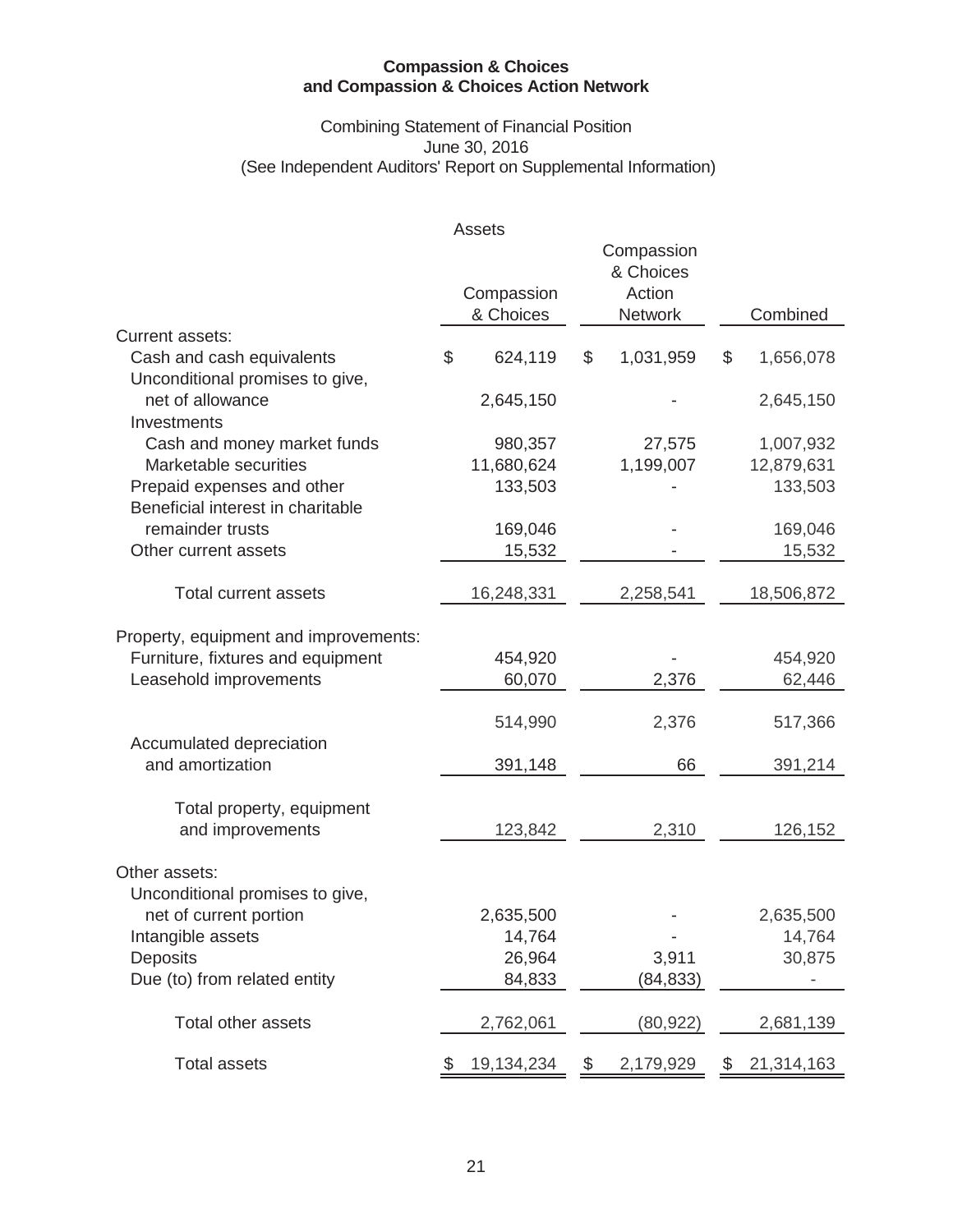**Compassion & Choices**
**and Compassion & Choices Action Network**

Combining Statement of Financial Position
June 30, 2016
(See Independent Auditors' Report on Supplemental Information)

Assets

| | Compassion & Choices | Compassion & Choices Action Network | Combined |
|---|---|---|---|
| Current assets: | | | |
| Cash and cash equivalents | $ 624,119 | $ 1,031,959 | $ 1,656,078 |
| Unconditional promises to give, net of allowance | 2,645,150 | - | 2,645,150 |
| Investments | | | |
| Cash and money market funds | 980,357 | 27,575 | 1,007,932 |
| Marketable securities | 11,680,624 | 1,199,007 | 12,879,631 |
| Prepaid expenses and other | 133,503 | - | 133,503 |
| Beneficial interest in charitable remainder trusts | 169,046 | - | 169,046 |
| Other current assets | 15,532 | - | 15,532 |
| Total current assets | 16,248,331 | 2,258,541 | 18,506,872 |
| Property, equipment and improvements: | | | |
| Furniture, fixtures and equipment | 454,920 | - | 454,920 |
| Leasehold improvements | 60,070 | 2,376 | 62,446 |
| | 514,990 | 2,376 | 517,366 |
| Accumulated depreciation and amortization | 391,148 | 66 | 391,214 |
| Total property, equipment and improvements | 123,842 | 2,310 | 126,152 |
| Other assets: | | | |
| Unconditional promises to give, net of current portion | 2,635,500 | - | 2,635,500 |
| Intangible assets | 14,764 | - | 14,764 |
| Deposits | 26,964 | 3,911 | 30,875 |
| Due (to) from related entity | 84,833 | (84,833) | - |
| Total other assets | 2,762,061 | (80,922) | 2,681,139 |
| Total assets | $ 19,134,234 | $ 2,179,929 | $ 21,314,163 |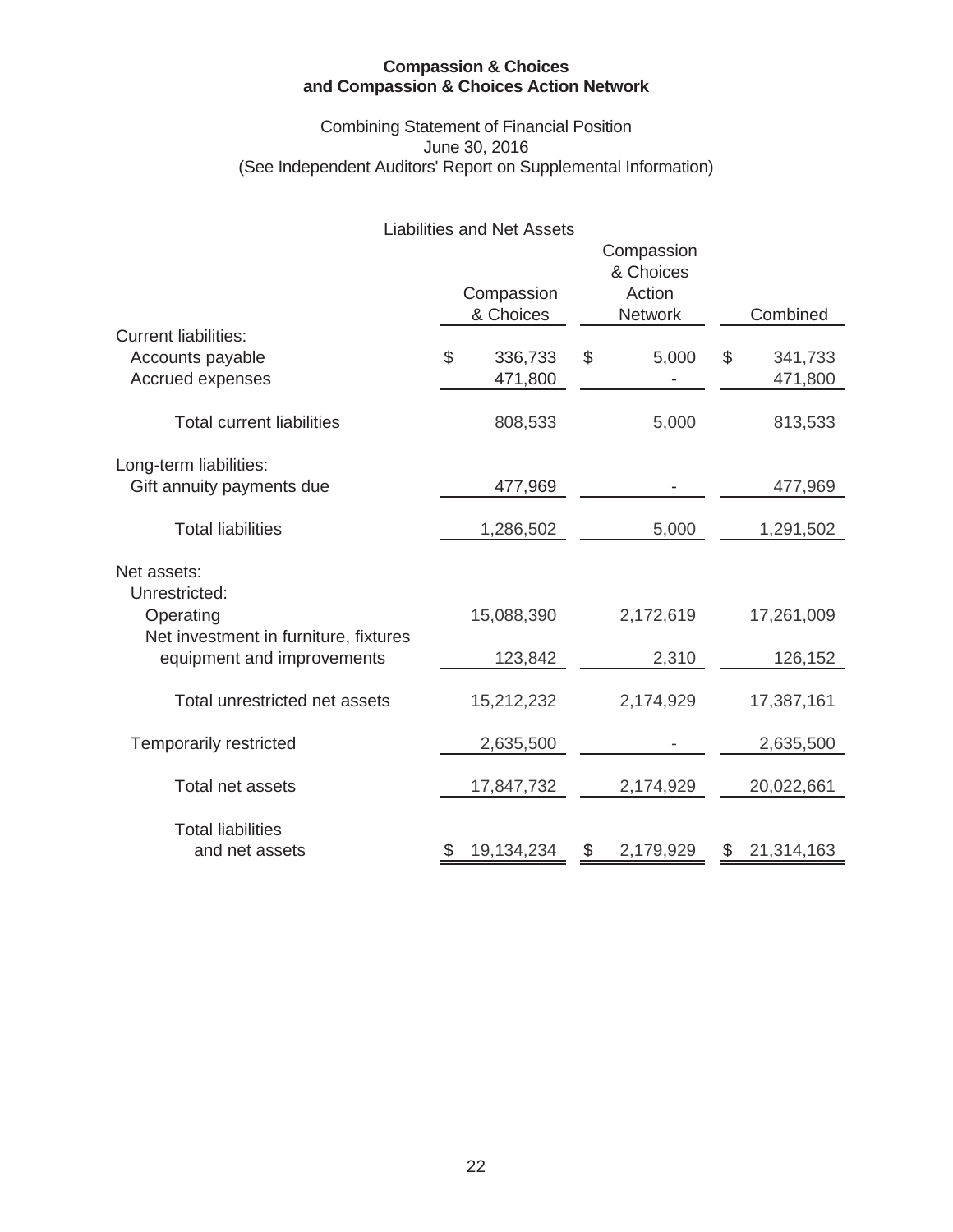**Compassion & Choices**
**and Compassion & Choices Action Network**

Combining Statement of Financial Position
June 30, 2016
(See Independent Auditors' Report on Supplemental Information)

Liabilities and Net Assets

| | Compassion & Choices | Compassion & Choices Action Network | Combined |
|---|---|---|---|
| Current liabilities: | | | |
| Accounts payable | $ 336,733 | $ 5,000 | $ 341,733 |
| Accrued expenses | 471,800 | - | 471,800 |
| Total current liabilities | 808,533 | 5,000 | 813,533 |
| Long-term liabilities: | | | |
| Gift annuity payments due | 477,969 | - | 477,969 |
| Total liabilities | 1,286,502 | 5,000 | 1,291,502 |
| Net assets: | | | |
| Unrestricted: | | | |
| Operating | 15,088,390 | 2,172,619 | 17,261,009 |
| Net investment in furniture, fixtures equipment and improvements | 123,842 | 2,310 | 126,152 |
| Total unrestricted net assets | 15,212,232 | 2,174,929 | 17,387,161 |
| Temporarily restricted | 2,635,500 | - | 2,635,500 |
| Total net assets | 17,847,732 | 2,174,929 | 20,022,661 |
| Total liabilities and net assets | $ 19,134,234 | $ 2,179,929 | $ 21,314,163 |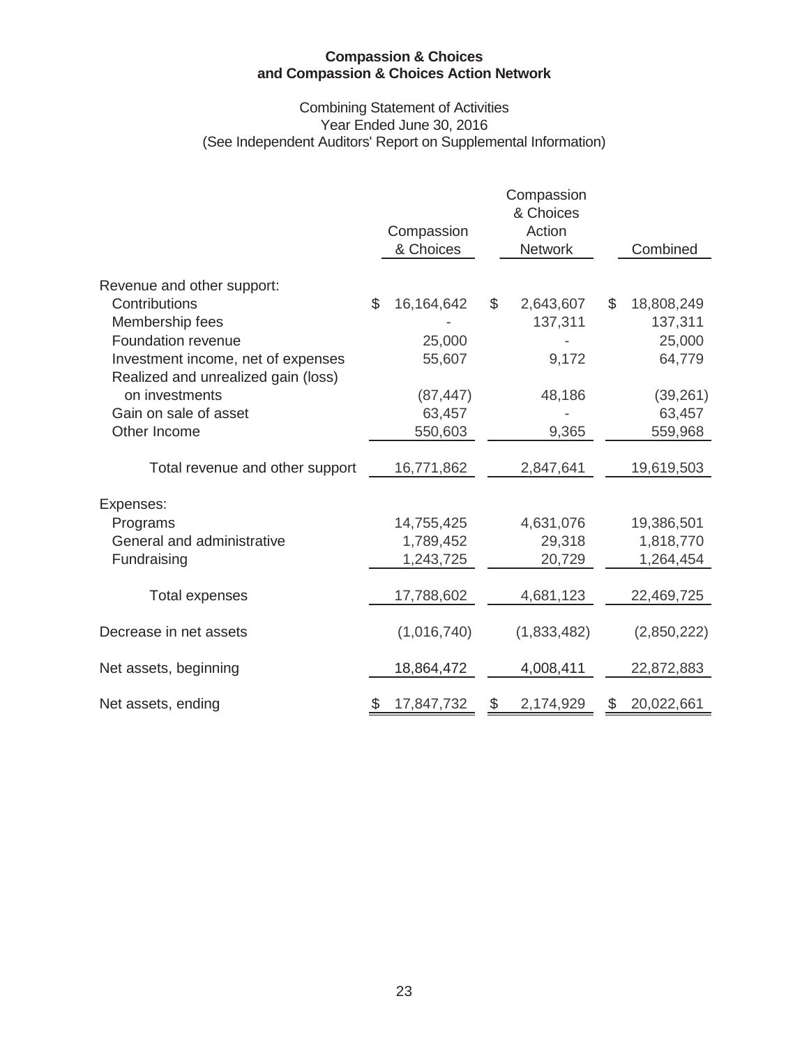**Compassion & Choices**
**and Compassion & Choices Action Network**

Combining Statement of Activities
Year Ended June 30, 2016
(See Independent Auditors' Report on Supplemental Information)

| | Compassion & Choices | Compassion & Choices Action Network | Combined |
|---|---|---|---|
| Revenue and other support: | | | |
| Contributions | $ 16,164,642 | $ 2,643,607 | $ 18,808,249 |
| Membership fees | - | 137,311 | 137,311 |
| Foundation revenue | 25,000 | - | 25,000 |
| Investment income, net of expenses | 55,607 | 9,172 | 64,779 |
| Realized and unrealized gain (loss) on investments | (87,447) | 48,186 | (39,261) |
| Gain on sale of asset | 63,457 | - | 63,457 |
| Other Income | 550,603 | 9,365 | 559,968 |
| Total revenue and other support | 16,771,862 | 2,847,641 | 19,619,503 |
| Expenses: | | | |
| Programs | 14,755,425 | 4,631,076 | 19,386,501 |
| General and administrative | 1,789,452 | 29,318 | 1,818,770 |
| Fundraising | 1,243,725 | 20,729 | 1,264,454 |
| Total expenses | 17,788,602 | 4,681,123 | 22,469,725 |
| Decrease in net assets | (1,016,740) | (1,833,482) | (2,850,222) |
| Net assets, beginning | 18,864,472 | 4,008,411 | 22,872,883 |
| Net assets, ending | $ 17,847,732 | $ 2,174,929 | $ 20,022,661 |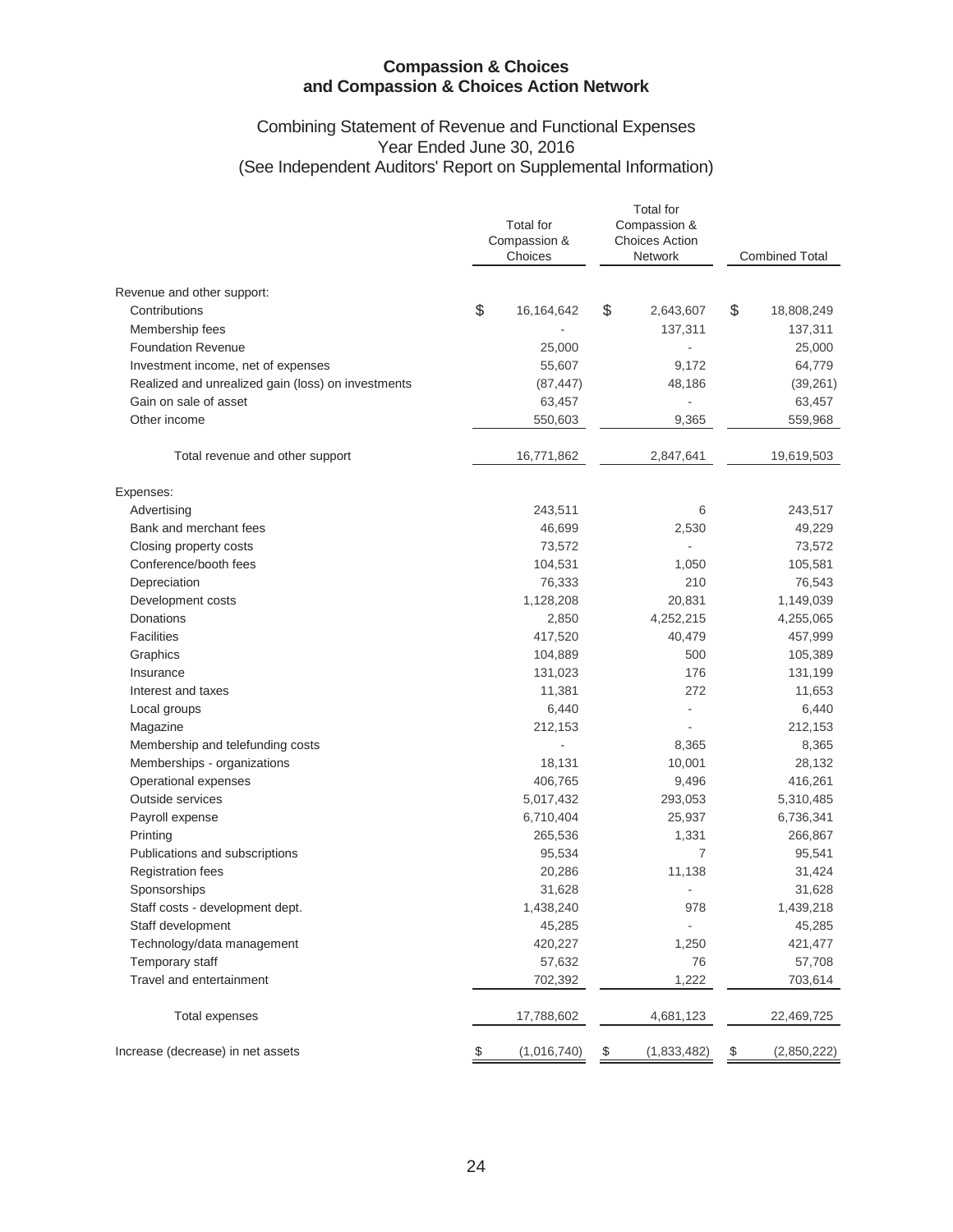**Compassion & Choices
and Compassion & Choices Action Network**

Combining Statement of Revenue and Functional Expenses
Year Ended June 30, 2016
(See Independent Auditors' Report on Supplemental Information)

| | Total for Compassion & Choices | Total for Compassion & Choices Action Network | Combined Total |
|---|---|---|---|
| Revenue and other support: | | | |
| Contributions | $ 16,164,642 | $ 2,643,607 | $ 18,808,249 |
| Membership fees | - | 137,311 | 137,311 |
| Foundation Revenue | 25,000 | - | 25,000 |
| Investment income, net of expenses | 55,607 | 9,172 | 64,779 |
| Realized and unrealized gain (loss) on investments | (87,447) | 48,186 | (39,261) |
| Gain on sale of asset | 63,457 | - | 63,457 |
| Other income | 550,603 | 9,365 | 559,968 |
| Total revenue and other support | 16,771,862 | 2,847,641 | 19,619,503 |
| Expenses: | | | |
| Advertising | 243,511 | 6 | 243,517 |
| Bank and merchant fees | 46,699 | 2,530 | 49,229 |
| Closing property costs | 73,572 | - | 73,572 |
| Conference/booth fees | 104,531 | 1,050 | 105,581 |
| Depreciation | 76,333 | 210 | 76,543 |
| Development costs | 1,128,208 | 20,831 | 1,149,039 |
| Donations | 2,850 | 4,252,215 | 4,255,065 |
| Facilities | 417,520 | 40,479 | 457,999 |
| Graphics | 104,889 | 500 | 105,389 |
| Insurance | 131,023 | 176 | 131,199 |
| Interest and taxes | 11,381 | 272 | 11,653 |
| Local groups | 6,440 | - | 6,440 |
| Magazine | 212,153 | - | 212,153 |
| Membership and telefunding costs | - | 8,365 | 8,365 |
| Memberships - organizations | 18,131 | 10,001 | 28,132 |
| Operational expenses | 406,765 | 9,496 | 416,261 |
| Outside services | 5,017,432 | 293,053 | 5,310,485 |
| Payroll expense | 6,710,404 | 25,937 | 6,736,341 |
| Printing | 265,536 | 1,331 | 266,867 |
| Publications and subscriptions | 95,534 | 7 | 95,541 |
| Registration fees | 20,286 | 11,138 | 31,424 |
| Sponsorships | 31,628 | - | 31,628 |
| Staff costs - development dept. | 1,438,240 | 978 | 1,439,218 |
| Staff development | 45,285 | - | 45,285 |
| Technology/data management | 420,227 | 1,250 | 421,477 |
| Temporary staff | 57,632 | 76 | 57,708 |
| Travel and entertainment | 702,392 | 1,222 | 703,614 |
| Total expenses | 17,788,602 | 4,681,123 | 22,469,725 |
| Increase (decrease) in net assets | $ (1,016,740) | $ (1,833,482) | $ (2,850,222) |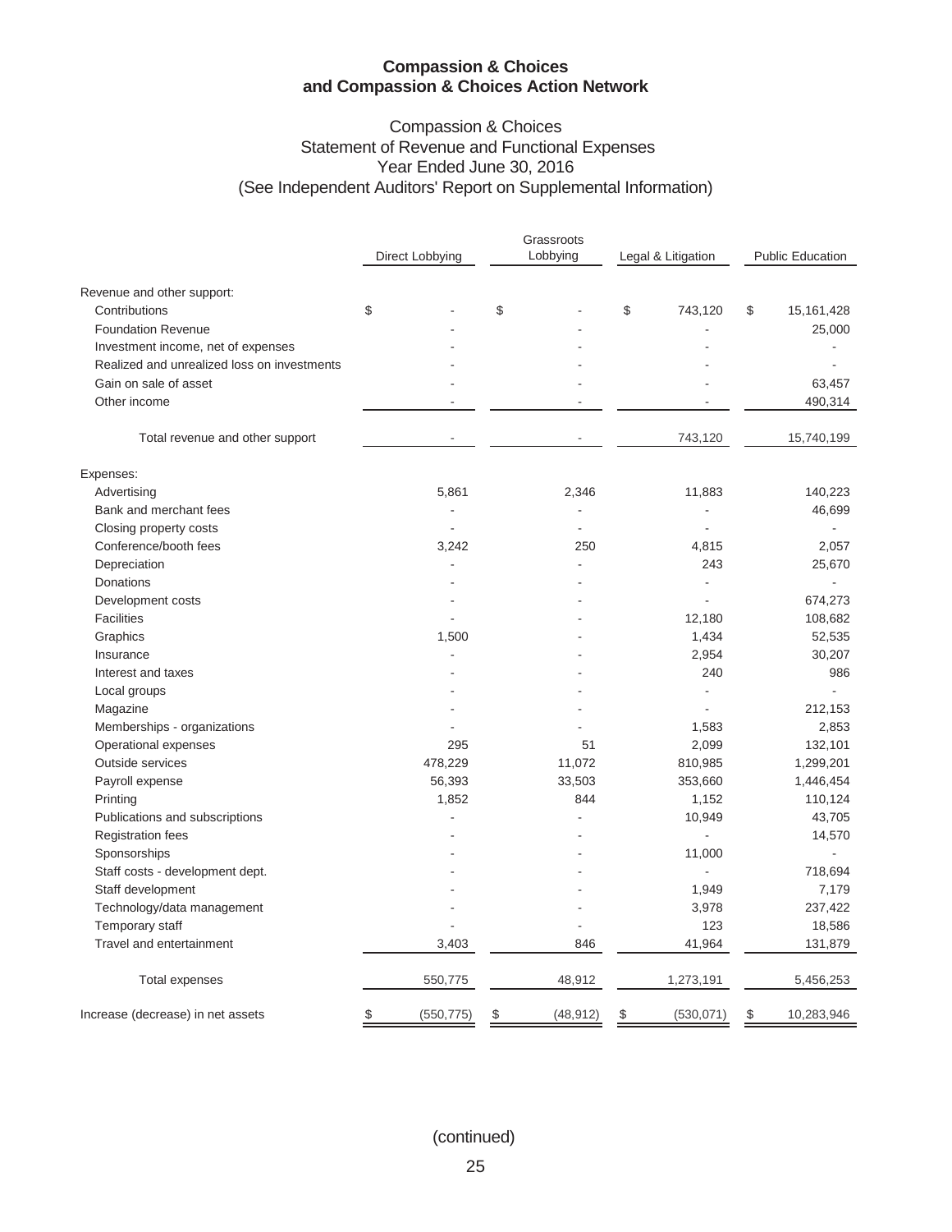**Compassion & Choices and Compassion & Choices Action Network**

Compassion & Choices
Statement of Revenue and Functional Expenses
Year Ended June 30, 2016
(See Independent Auditors' Report on Supplemental Information)

| | Direct Lobbying | Grassroots Lobbying | Legal & Litigation | Public Education |
|---|---|---|---|---|
| Revenue and other support: | | | | |
| Contributions | $ - | $ - | $ 743,120 | $ 15,161,428 |
| Foundation Revenue | - | - | - | 25,000 |
| Investment income, net of expenses | - | - | - | - |
| Realized and unrealized loss on investments | - | - | - | - |
| Gain on sale of asset | - | - | - | 63,457 |
| Other income | - | - | - | 490,314 |
| Total revenue and other support | - | - | 743,120 | 15,740,199 |
| Expenses: | | | | |
| Advertising | 5,861 | 2,346 | 11,883 | 140,223 |
| Bank and merchant fees | - | - | - | 46,699 |
| Closing property costs | - | - | - | - |
| Conference/booth fees | 3,242 | 250 | 4,815 | 2,057 |
| Depreciation | - | - | 243 | 25,670 |
| Donations | - | - | - | - |
| Development costs | - | - | - | 674,273 |
| Facilities | - | - | 12,180 | 108,682 |
| Graphics | 1,500 | - | 1,434 | 52,535 |
| Insurance | - | - | 2,954 | 30,207 |
| Interest and taxes | - | - | 240 | 986 |
| Local groups | - | - | - | - |
| Magazine | - | - | - | 212,153 |
| Memberships - organizations | - | - | 1,583 | 2,853 |
| Operational expenses | 295 | 51 | 2,099 | 132,101 |
| Outside services | 478,229 | 11,072 | 810,985 | 1,299,201 |
| Payroll expense | 56,393 | 33,503 | 353,660 | 1,446,454 |
| Printing | 1,852 | 844 | 1,152 | 110,124 |
| Publications and subscriptions | - | - | 10,949 | 43,705 |
| Registration fees | - | - | - | 14,570 |
| Sponsorships | - | - | 11,000 | - |
| Staff costs - development dept. | - | - | - | 718,694 |
| Staff development | - | - | 1,949 | 7,179 |
| Technology/data management | - | - | 3,978 | 237,422 |
| Temporary staff | - | - | 123 | 18,586 |
| Travel and entertainment | 3,403 | 846 | 41,964 | 131,879 |
| Total expenses | 550,775 | 48,912 | 1,273,191 | 5,456,253 |
| Increase (decrease) in net assets | $ (550,775) | $ (48,912) | $ (530,071) | $ 10,283,946 |

(continued)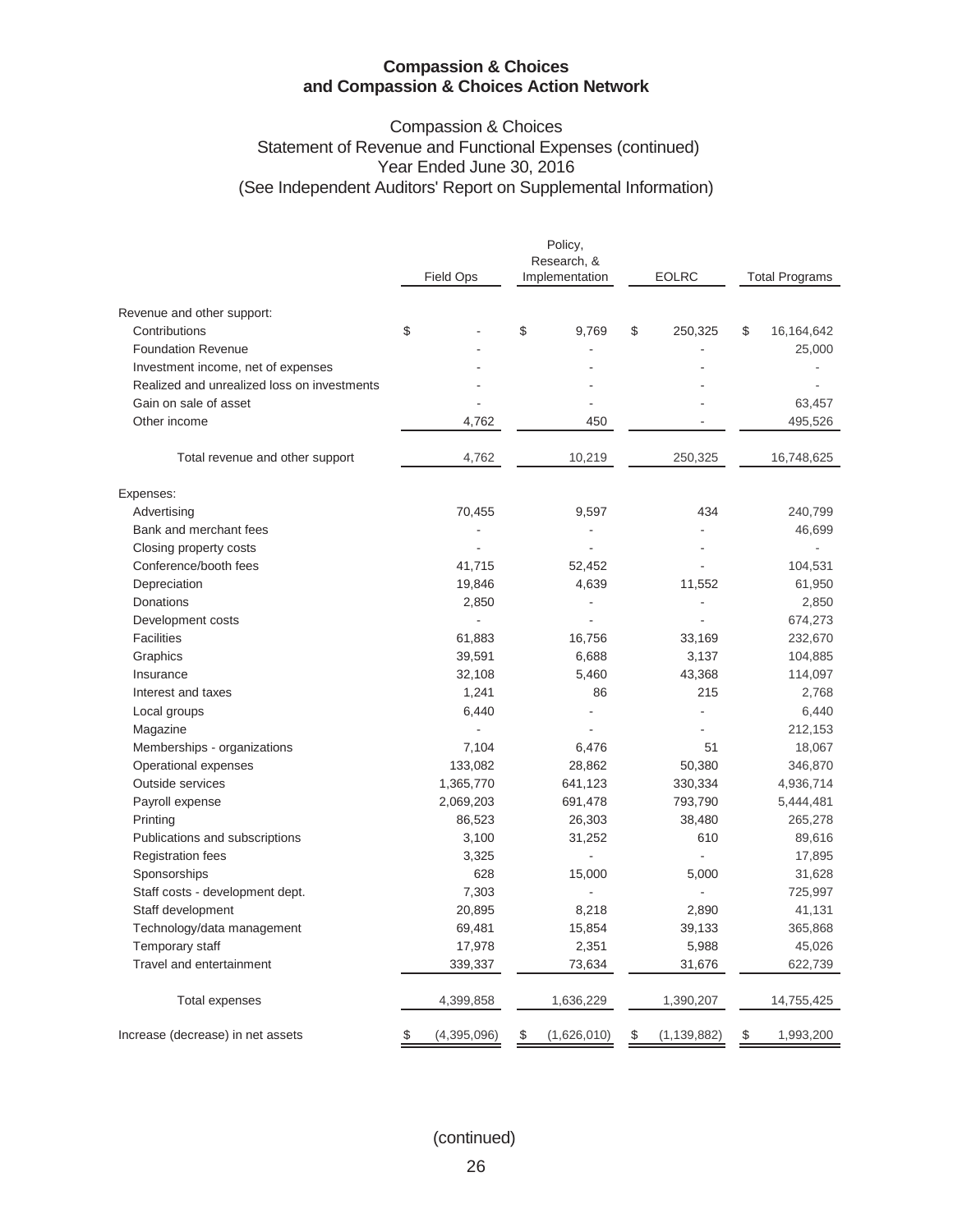# Compassion & Choices
# and Compassion & Choices Action Network

## Compassion & Choices
## Statement of Revenue and Functional Expenses (continued)
## Year Ended June 30, 2016
## (See Independent Auditors' Report on Supplemental Information)

| | Field Ops | Policy, Research, & Implementation | EOLRC | Total Programs |
|---|---|---|---|---|
| Revenue and other support: | | | | |
| Contributions | $ - | $ 9,769 | $ 250,325 | $ 16,164,642 |
| Foundation Revenue | - | - | - | 25,000 |
| Investment income, net of expenses | - | - | - | - |
| Realized and unrealized loss on investments | - | - | - | - |
| Gain on sale of asset | - | - | - | 63,457 |
| Other income | 4,762 | 450 | - | 495,526 |
| Total revenue and other support | 4,762 | 10,219 | 250,325 | 16,748,625 |
| Expenses: | | | | |
| Advertising | 70,455 | 9,597 | 434 | 240,799 |
| Bank and merchant fees | - | - | - | 46,699 |
| Closing property costs | - | - | - | - |
| Conference/booth fees | 41,715 | 52,452 | - | 104,531 |
| Depreciation | 19,846 | 4,639 | 11,552 | 61,950 |
| Donations | 2,850 | - | - | 2,850 |
| Development costs | - | - | - | 674,273 |
| Facilities | 61,883 | 16,756 | 33,169 | 232,670 |
| Graphics | 39,591 | 6,688 | 3,137 | 104,885 |
| Insurance | 32,108 | 5,460 | 43,368 | 114,097 |
| Interest and taxes | 1,241 | 86 | 215 | 2,768 |
| Local groups | 6,440 | - | - | 6,440 |
| Magazine | - | - | - | 212,153 |
| Memberships - organizations | 7,104 | 6,476 | 51 | 18,067 |
| Operational expenses | 133,082 | 28,862 | 50,380 | 346,870 |
| Outside services | 1,365,770 | 641,123 | 330,334 | 4,936,714 |
| Payroll expense | 2,069,203 | 691,478 | 793,790 | 5,444,481 |
| Printing | 86,523 | 26,303 | 38,480 | 265,278 |
| Publications and subscriptions | 3,100 | 31,252 | 610 | 89,616 |
| Registration fees | 3,325 | - | - | 17,895 |
| Sponsorships | 628 | 15,000 | 5,000 | 31,628 |
| Staff costs - development dept. | 7,303 | - | - | 725,997 |
| Staff development | 20,895 | 8,218 | 2,890 | 41,131 |
| Technology/data management | 69,481 | 15,854 | 39,133 | 365,868 |
| Temporary staff | 17,978 | 2,351 | 5,988 | 45,026 |
| Travel and entertainment | 339,337 | 73,634 | 31,676 | 622,739 |
| Total expenses | 4,399,858 | 1,636,229 | 1,390,207 | 14,755,425 |
| Increase (decrease) in net assets | $ (4,395,096) | $ (1,626,010) | $ (1,139,882) | $ 1,993,200 |

(continued)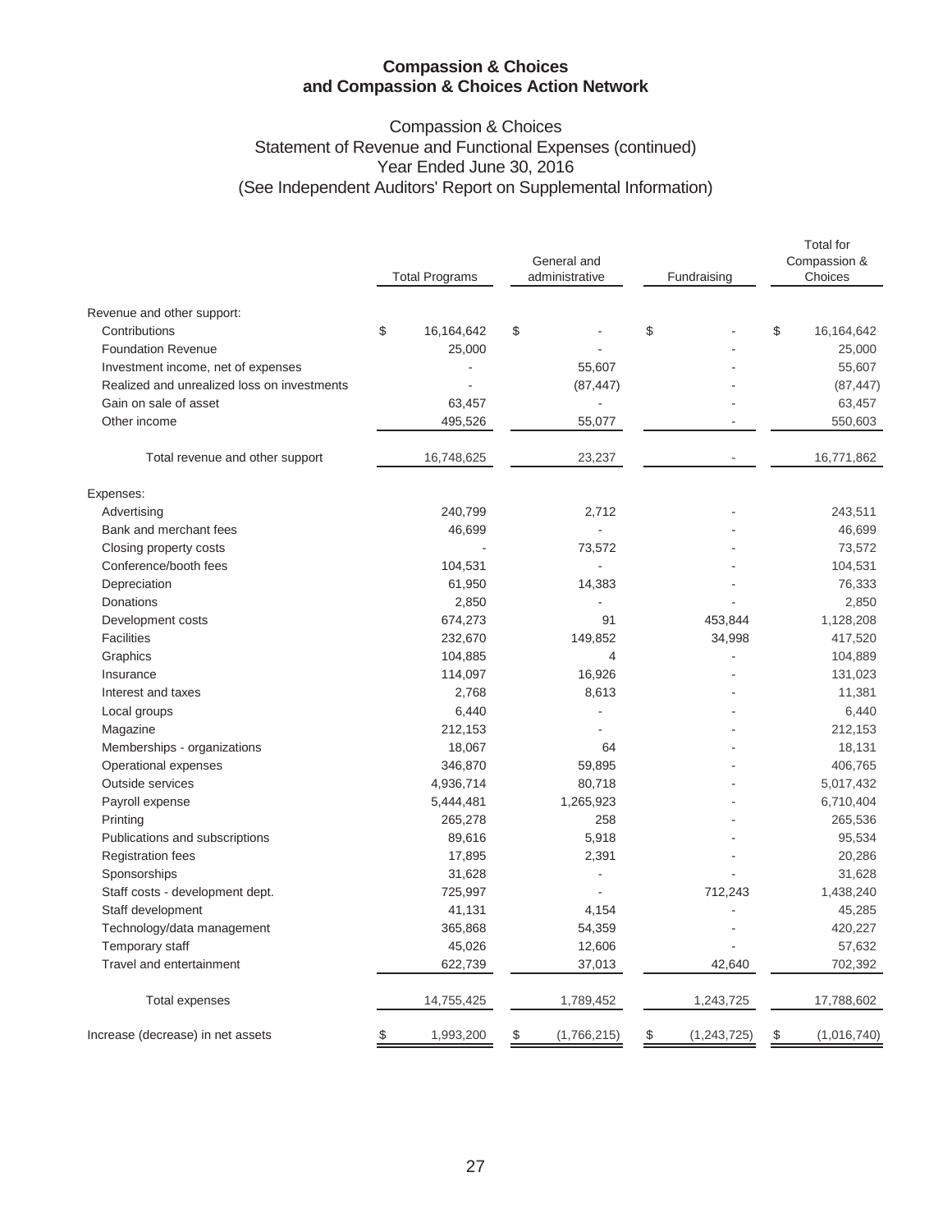**Compassion & Choices**
**and Compassion & Choices Action Network**

Compassion & Choices
Statement of Revenue and Functional Expenses (continued)
Year Ended June 30, 2016
(See Independent Auditors' Report on Supplemental Information)

| | Total Programs | General and administrative | Fundraising | Total for Compassion & Choices |
|---|---|---|---|---|
| Revenue and other support: | | | | |
| Contributions | $ 16,164,642 | $ - | $ - | $ 16,164,642 |
| Foundation Revenue | 25,000 | - | - | 25,000 |
| Investment income, net of expenses | - | 55,607 | - | 55,607 |
| Realized and unrealized loss on investments | - | (87,447) | - | (87,447) |
| Gain on sale of asset | 63,457 | - | - | 63,457 |
| Other income | 495,526 | 55,077 | - | 550,603 |
| Total revenue and other support | 16,748,625 | 23,237 | - | 16,771,862 |
| Expenses: | | | | |
| Advertising | 240,799 | 2,712 | - | 243,511 |
| Bank and merchant fees | 46,699 | - | - | 46,699 |
| Closing property costs | - | 73,572 | - | 73,572 |
| Conference/booth fees | 104,531 | - | - | 104,531 |
| Depreciation | 61,950 | 14,383 | - | 76,333 |
| Donations | 2,850 | - | - | 2,850 |
| Development costs | 674,273 | 91 | 453,844 | 1,128,208 |
| Facilities | 232,670 | 149,852 | 34,998 | 417,520 |
| Graphics | 104,885 | 4 | - | 104,889 |
| Insurance | 114,097 | 16,926 | - | 131,023 |
| Interest and taxes | 2,768 | 8,613 | - | 11,381 |
| Local groups | 6,440 | - | - | 6,440 |
| Magazine | 212,153 | - | - | 212,153 |
| Memberships - organizations | 18,067 | 64 | - | 18,131 |
| Operational expenses | 346,870 | 59,895 | - | 406,765 |
| Outside services | 4,936,714 | 80,718 | - | 5,017,432 |
| Payroll expense | 5,444,481 | 1,265,923 | - | 6,710,404 |
| Printing | 265,278 | 258 | - | 265,536 |
| Publications and subscriptions | 89,616 | 5,918 | - | 95,534 |
| Registration fees | 17,895 | 2,391 | - | 20,286 |
| Sponsorships | 31,628 | - | - | 31,628 |
| Staff costs - development dept. | 725,997 | - | 712,243 | 1,438,240 |
| Staff development | 41,131 | 4,154 | - | 45,285 |
| Technology/data management | 365,868 | 54,359 | - | 420,227 |
| Temporary staff | 45,026 | 12,606 | - | 57,632 |
| Travel and entertainment | 622,739 | 37,013 | 42,640 | 702,392 |
| Total expenses | 14,755,425 | 1,789,452 | 1,243,725 | 17,788,602 |
| Increase (decrease) in net assets | $ 1,993,200 | $ (1,766,215) | $ (1,243,725) | $ (1,016,740) |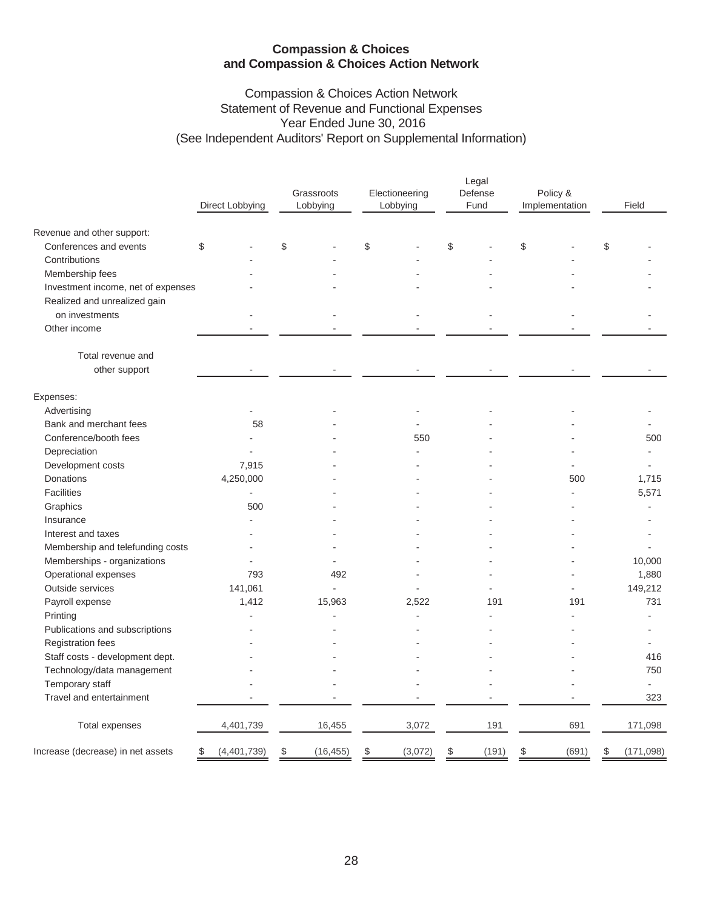**Compassion & Choices and Compassion & Choices Action Network**

Compassion & Choices Action Network
Statement of Revenue and Functional Expenses
Year Ended June 30, 2016
(See Independent Auditors' Report on Supplemental Information)

| | Direct Lobbying | Grassroots Lobbying | Electioneering Lobbying | Legal Defense Fund | Policy & Implementation | Field |
|---|---|---|---|---|---|---|
| Revenue and other support: | | | | | | |
| Conferences and events | $ - | $ - | $ - | $ - | $ - | $ - |
| Contributions | - | - | - | - | - | - |
| Membership fees | - | - | - | - | - | - |
| Investment income, net of expenses | - | - | - | - | - | - |
| Realized and unrealized gain on investments | - | - | - | - | - | - |
| Other income | - | - | - | - | - | - |
| Total revenue and other support | - | - | - | - | - | - |
| Expenses: | | | | | | |
| Advertising | - | - | - | - | - | - |
| Bank and merchant fees | 58 | - | - | - | - | - |
| Conference/booth fees | - | - | 550 | - | - | 500 |
| Depreciation | - | - | - | - | - | - |
| Development costs | 7,915 | - | - | - | - | - |
| Donations | 4,250,000 | - | - | - | 500 | 1,715 |
| Facilities | - | - | - | - | - | 5,571 |
| Graphics | 500 | - | - | - | - | - |
| Insurance | - | - | - | - | - | - |
| Interest and taxes | - | - | - | - | - | - |
| Membership and telefunding costs | - | - | - | - | - | - |
| Memberships - organizations | - | - | - | - | - | 10,000 |
| Operational expenses | 793 | 492 | - | - | - | 1,880 |
| Outside services | 141,061 | - | - | - | - | 149,212 |
| Payroll expense | 1,412 | 15,963 | 2,522 | 191 | 191 | 731 |
| Printing | - | - | - | - | - | - |
| Publications and subscriptions | - | - | - | - | - | - |
| Registration fees | - | - | - | - | - | - |
| Staff costs - development dept. | - | - | - | - | - | 416 |
| Technology/data management | - | - | - | - | - | 750 |
| Temporary staff | - | - | - | - | - | - |
| Travel and entertainment | - | - | - | - | - | 323 |
| Total expenses | 4,401,739 | 16,455 | 3,072 | 191 | 691 | 171,098 |
| Increase (decrease) in net assets | $ (4,401,739) | $ (16,455) | $ (3,072) | $ (191) | $ (691) | $ (171,098) |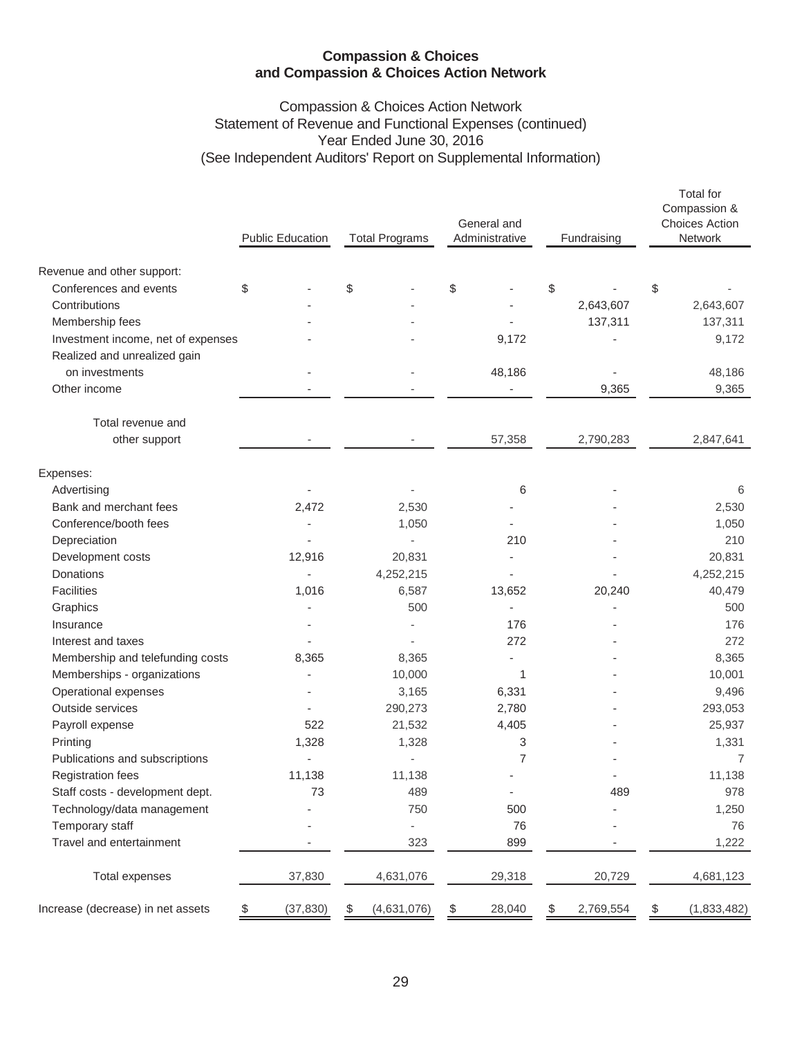**Compassion & Choices**
**and Compassion & Choices Action Network**

Compassion & Choices Action Network
Statement of Revenue and Functional Expenses (continued)
Year Ended June 30, 2016
(See Independent Auditors' Report on Supplemental Information)

| | Public Education | Total Programs | General and Administrative | Fundraising | Total for Compassion & Choices Action Network |
|---|---|---|---|---|---|
| Revenue and other support: | | | | | |
| Conferences and events | $ - | $ - | $ - | $ - | $ - |
| Contributions | - | - | - | 2,643,607 | 2,643,607 |
| Membership fees | - | - | - | 137,311 | 137,311 |
| Investment income, net of expenses | - | - | 9,172 | - | 9,172 |
| Realized and unrealized gain on investments | - | - | 48,186 | - | 48,186 |
| Other income | - | - | - | 9,365 | 9,365 |
| Total revenue and other support | - | - | 57,358 | 2,790,283 | 2,847,641 |
| Expenses: | | | | | |
| Advertising | - | - | 6 | - | 6 |
| Bank and merchant fees | 2,472 | 2,530 | - | - | 2,530 |
| Conference/booth fees | - | 1,050 | - | - | 1,050 |
| Depreciation | - | - | 210 | - | 210 |
| Development costs | 12,916 | 20,831 | - | - | 20,831 |
| Donations | - | 4,252,215 | - | - | 4,252,215 |
| Facilities | 1,016 | 6,587 | 13,652 | 20,240 | 40,479 |
| Graphics | - | 500 | - | - | 500 |
| Insurance | - | - | 176 | - | 176 |
| Interest and taxes | - | - | 272 | - | 272 |
| Membership and telefunding costs | 8,365 | 8,365 | - | - | 8,365 |
| Memberships - organizations | - | 10,000 | 1 | - | 10,001 |
| Operational expenses | - | 3,165 | 6,331 | - | 9,496 |
| Outside services | - | 290,273 | 2,780 | - | 293,053 |
| Payroll expense | 522 | 21,532 | 4,405 | - | 25,937 |
| Printing | 1,328 | 1,328 | 3 | - | 1,331 |
| Publications and subscriptions | - | - | 7 | - | 7 |
| Registration fees | 11,138 | 11,138 | - | - | 11,138 |
| Staff costs - development dept. | 73 | 489 | - | 489 | 978 |
| Technology/data management | - | 750 | 500 | - | 1,250 |
| Temporary staff | - | - | 76 | - | 76 |
| Travel and entertainment | - | 323 | 899 | - | 1,222 |
| Total expenses | 37,830 | 4,631,076 | 29,318 | 20,729 | 4,681,123 |
| Increase (decrease) in net assets | $ (37,830) | $ (4,631,076) | $ 28,040 | $ 2,769,554 | $ (1,833,482) |